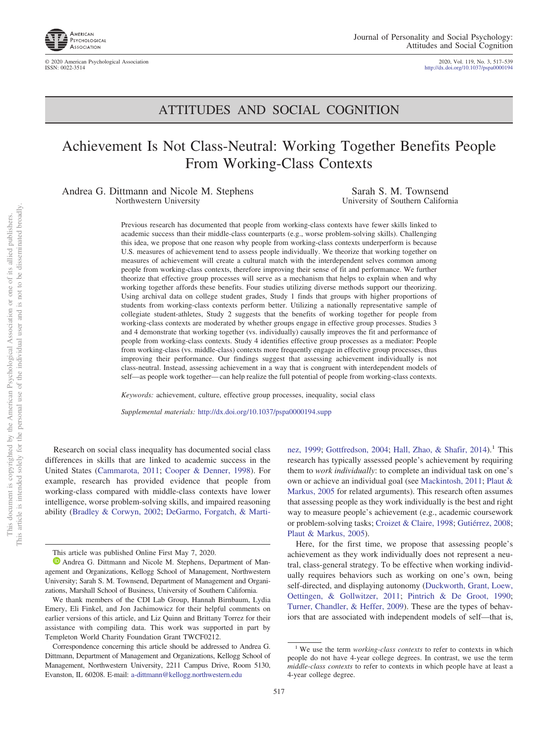ATTITUDES AND SOCIAL COGNITION

# Achievement Is Not Class-Neutral: Working Together Benefits People From Working-Class Contexts

Andrea G. Dittmann and Nicole M. Stephens
Northwestern University

Sarah S. M. Townsend
University of Southern California

Previous research has documented that people from working-class contexts have fewer skills linked to academic success than their middle-class counterparts (e.g., worse problem-solving skills). Challenging this idea, we propose that one reason why people from working-class contexts underperform is because U.S. measures of achievement tend to assess people individually. We theorize that working together on measures of achievement will create a cultural match with the interdependent selves common among people from working-class contexts, therefore improving their sense of fit and performance. We further theorize that effective group processes will serve as a mechanism that helps to explain when and why working together affords these benefits. Four studies utilizing diverse methods support our theorizing. Using archival data on college student grades, Study 1 finds that groups with higher proportions of students from working-class contexts perform better. Utilizing a nationally representative sample of collegiate student-athletes, Study 2 suggests that the benefits of working together for people from working-class contexts are moderated by whether groups engage in effective group processes. Studies 3 and 4 demonstrate that working together (vs. individually) causally improves the fit and performance of people from working-class contexts. Study 4 identifies effective group processes as a mediator: People from working-class (vs. middle-class) contexts more frequently engage in effective group processes, thus improving their performance. Our findings suggest that assessing achievement individually is not class-neutral. Instead, assessing achievement in a way that is congruent with interdependent models of self—as people work together—can help realize the full potential of people from working-class contexts.

*Keywords:* achievement, culture, effective group processes, inequality, social class

*Supplemental materials:* http://dx.doi.org/10.1037/pspa0000194.supp

Research on social class inequality has documented social class differences in skills that are linked to academic success in the United States (Cammarota, 2011; Cooper & Denner, 1998). For example, research has provided evidence that people from working-class compared with middle-class contexts have lower intelligence, worse problem-solving skills, and impaired reasoning ability (Bradley & Corwyn, 2002; DeGarmo, Forgatch, & Martinez, 1999; Gottfredson, 2004; Hall, Zhao, & Shafir, 2014).[1] This research has typically assessed people's achievement by requiring them to *work individually*: to complete an individual task on one's own or achieve an individual goal (see Mackintosh, 2011; Plaut & Markus, 2005 for related arguments). This research often assumes that assessing people as they work individually is the best and right way to measure people's achievement (e.g., academic coursework or problem-solving tasks; Croizet & Claire, 1998; Gutiérrez, 2008; Plaut & Markus, 2005).

Here, for the first time, we propose that assessing people's achievement as they work individually does not represent a neutral, class-general strategy. To be effective when working individually requires behaviors such as working on one's own, being self-directed, and displaying autonomy (Duckworth, Grant, Loew, Oettingen, & Gollwitzer, 2011; Pintrich & De Groot, 1990; Turner, Chandler, & Heffer, 2009). These are the types of behaviors that are associated with independent models of self—that is,

This article was published Online First May 7, 2020.

Andrea G. Dittmann and Nicole M. Stephens, Department of Management and Organizations, Kellogg School of Management, Northwestern University; Sarah S. M. Townsend, Department of Management and Organizations, Marshall School of Business, University of Southern California.

We thank members of the CDI Lab Group, Hannah Birnbaum, Lydia Emery, Eli Finkel, and Jon Jachimowicz for their helpful comments on earlier versions of this article, and Liz Quinn and Brittany Torrez for their assistance with compiling data. This work was supported in part by Templeton World Charity Foundation Grant TWCF0212.

Correspondence concerning this article should be addressed to Andrea G. Dittmann, Department of Management and Organizations, Kellogg School of Management, Northwestern University, 2211 Campus Drive, Room 5130, Evanston, IL 60208. E-mail: a-dittmann@kellogg.northwestern.edu

[1] We use the term *working-class contexts* to refer to contexts in which people do not have 4-year college degrees. In contrast, we use the term *middle-class contexts* to refer to contexts in which people have at least a 4-year college degree.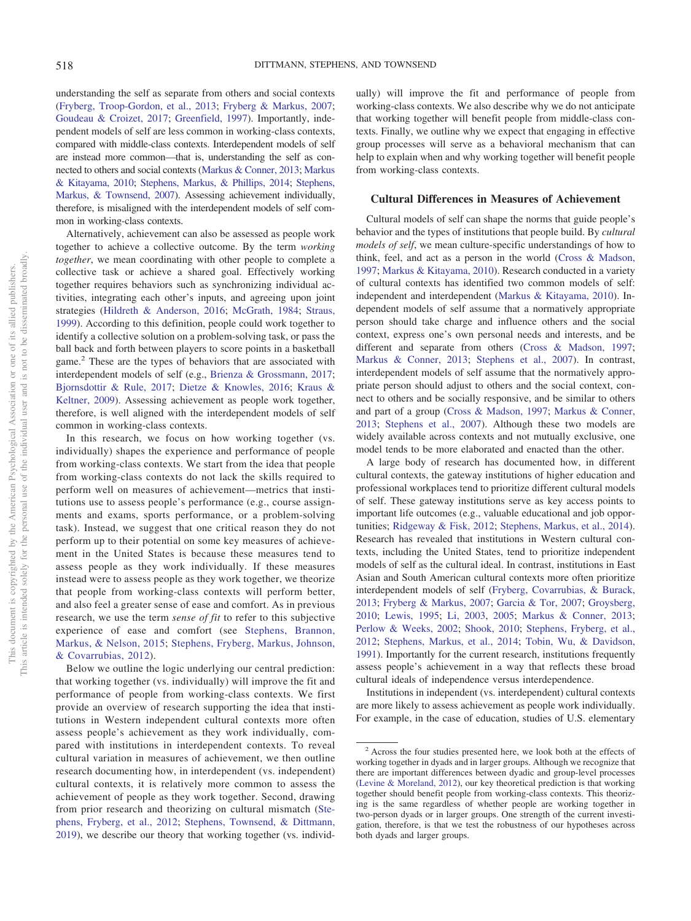understanding the self as separate from others and social contexts (Fryberg, Troop-Gordon, et al., 2013; Fryberg & Markus, 2007; Goudeau & Croizet, 2017; Greenfield, 1997). Importantly, independent models of self are less common in working-class contexts, compared with middle-class contexts. Interdependent models of self are instead more common—that is, understanding the self as connected to others and social contexts (Markus & Conner, 2013; Markus & Kitayama, 2010; Stephens, Markus, & Phillips, 2014; Stephens, Markus, & Townsend, 2007). Assessing achievement individually, therefore, is misaligned with the interdependent models of self common in working-class contexts.

Alternatively, achievement can also be assessed as people work together to achieve a collective outcome. By the term *working together*, we mean coordinating with other people to complete a collective task or achieve a shared goal. Effectively working together requires behaviors such as synchronizing individual activities, integrating each other's inputs, and agreeing upon joint strategies (Hildreth & Anderson, 2016; McGrath, 1984; Straus, 1999). According to this definition, people could work together to identify a collective solution on a problem-solving task, or pass the ball back and forth between players to score points in a basketball game.[2] These are the types of behaviors that are associated with interdependent models of self (e.g., Brienza & Grossmann, 2017; Bjornsdottir & Rule, 2017; Dietze & Knowles, 2016; Kraus & Keltner, 2009). Assessing achievement as people work together, therefore, is well aligned with the interdependent models of self common in working-class contexts.

In this research, we focus on how working together (vs. individually) shapes the experience and performance of people from working-class contexts. We start from the idea that people from working-class contexts do not lack the skills required to perform well on measures of achievement—metrics that institutions use to assess people's performance (e.g., course assignments and exams, sports performance, or a problem-solving task). Instead, we suggest that one critical reason they do not perform up to their potential on some key measures of achievement in the United States is because these measures tend to assess people as they work individually. If these measures instead were to assess people as they work together, we theorize that people from working-class contexts will perform better, and also feel a greater sense of ease and comfort. As in previous research, we use the term *sense of fit* to refer to this subjective experience of ease and comfort (see Stephens, Brannon, Markus, & Nelson, 2015; Stephens, Fryberg, Markus, Johnson, & Covarrubias, 2012).

Below we outline the logic underlying our central prediction: that working together (vs. individually) will improve the fit and performance of people from working-class contexts. We first provide an overview of research supporting the idea that institutions in Western independent cultural contexts more often assess people's achievement as they work individually, compared with institutions in interdependent contexts. To reveal cultural variation in measures of achievement, we then outline research documenting how, in interdependent (vs. independent) cultural contexts, it is relatively more common to assess the achievement of people as they work together. Second, drawing from prior research and theorizing on cultural mismatch (Stephens, Fryberg, et al., 2012; Stephens, Townsend, & Dittmann, 2019), we describe our theory that working together (vs. individually) will improve the fit and performance of people from working-class contexts. We also describe why we do not anticipate that working together will benefit people from middle-class contexts. Finally, we outline why we expect that engaging in effective group processes will serve as a behavioral mechanism that can help to explain when and why working together will benefit people from working-class contexts.

## Cultural Differences in Measures of Achievement

Cultural models of self can shape the norms that guide people's behavior and the types of institutions that people build. By *cultural models of self*, we mean culture-specific understandings of how to think, feel, and act as a person in the world (Cross & Madson, 1997; Markus & Kitayama, 2010). Research conducted in a variety of cultural contexts has identified two common models of self: independent and interdependent (Markus & Kitayama, 2010). Independent models of self assume that a normatively appropriate person should take charge and influence others and the social context, express one's own personal needs and interests, and be different and separate from others (Cross & Madson, 1997; Markus & Conner, 2013; Stephens et al., 2007). In contrast, interdependent models of self assume that the normatively appropriate person should adjust to others and the social context, connect to others and be socially responsive, and be similar to others and part of a group (Cross & Madson, 1997; Markus & Conner, 2013; Stephens et al., 2007). Although these two models are widely available across contexts and not mutually exclusive, one model tends to be more elaborated and enacted than the other.

A large body of research has documented how, in different cultural contexts, the gateway institutions of higher education and professional workplaces tend to prioritize different cultural models of self. These gateway institutions serve as key access points to important life outcomes (e.g., valuable educational and job opportunities; Ridgeway & Fisk, 2012; Stephens, Markus, et al., 2014). Research has revealed that institutions in Western cultural contexts, including the United States, tend to prioritize independent models of self as the cultural ideal. In contrast, institutions in East Asian and South American cultural contexts more often prioritize interdependent models of self (Fryberg, Covarrubias, & Burack, 2013; Fryberg & Markus, 2007; Garcia & Tor, 2007; Groysberg, 2010; Lewis, 1995; Li, 2003, 2005; Markus & Conner, 2013; Perlow & Weeks, 2002; Shook, 2010; Stephens, Fryberg, et al., 2012; Stephens, Markus, et al., 2014; Tobin, Wu, & Davidson, 1991). Importantly for the current research, institutions frequently assess people's achievement in a way that reflects these broad cultural ideals of independence versus interdependence.

Institutions in independent (vs. interdependent) cultural contexts are more likely to assess achievement as people work individually. For example, in the case of education, studies of U.S. elementary

[2] Across the four studies presented here, we look both at the effects of working together in dyads and in larger groups. Although we recognize that there are important differences between dyadic and group-level processes (Levine & Moreland, 2012), our key theoretical prediction is that working together should benefit people from working-class contexts. This theorizing is the same regardless of whether people are working together in two-person dyads or in larger groups. One strength of the current investigation, therefore, is that we test the robustness of our hypotheses across both dyads and larger groups.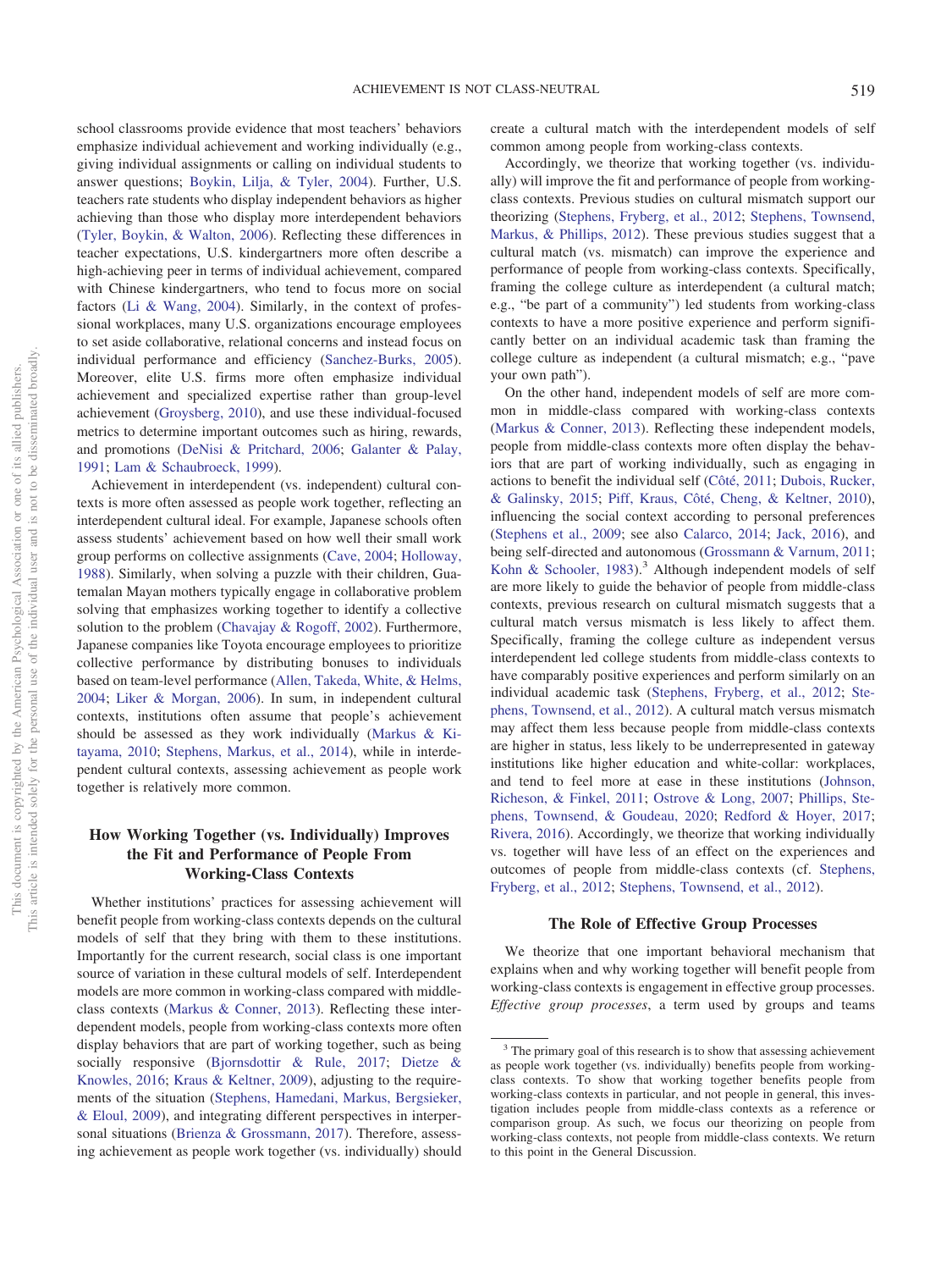school classrooms provide evidence that most teachers' behaviors emphasize individual achievement and working individually (e.g., giving individual assignments or calling on individual students to answer questions; Boykin, Lilja, & Tyler, 2004). Further, U.S. teachers rate students who display independent behaviors as higher achieving than those who display more interdependent behaviors (Tyler, Boykin, & Walton, 2006). Reflecting these differences in teacher expectations, U.S. kindergartners more often describe a high-achieving peer in terms of individual achievement, compared with Chinese kindergartners, who tend to focus more on social factors (Li & Wang, 2004). Similarly, in the context of professional workplaces, many U.S. organizations encourage employees to set aside collaborative, relational concerns and instead focus on individual performance and efficiency (Sanchez-Burks, 2005). Moreover, elite U.S. firms more often emphasize individual achievement and specialized expertise rather than group-level achievement (Groysberg, 2010), and use these individual-focused metrics to determine important outcomes such as hiring, rewards, and promotions (DeNisi & Pritchard, 2006; Galanter & Palay, 1991; Lam & Schaubroeck, 1999).

Achievement in interdependent (vs. independent) cultural contexts is more often assessed as people work together, reflecting an interdependent cultural ideal. For example, Japanese schools often assess students' achievement based on how well their small work group performs on collective assignments (Cave, 2004; Holloway, 1988). Similarly, when solving a puzzle with their children, Guatemalan Mayan mothers typically engage in collaborative problem solving that emphasizes working together to identify a collective solution to the problem (Chavajay & Rogoff, 2002). Furthermore, Japanese companies like Toyota encourage employees to prioritize collective performance by distributing bonuses to individuals based on team-level performance (Allen, Takeda, White, & Helms, 2004; Liker & Morgan, 2006). In sum, in independent cultural contexts, institutions often assume that people's achievement should be assessed as they work individually (Markus & Kitayama, 2010; Stephens, Markus, et al., 2014), while in interdependent cultural contexts, assessing achievement as people work together is relatively more common.

## How Working Together (vs. Individually) Improves the Fit and Performance of People From Working-Class Contexts

Whether institutions' practices for assessing achievement will benefit people from working-class contexts depends on the cultural models of self that they bring with them to these institutions. Importantly for the current research, social class is one important source of variation in these cultural models of self. Interdependent models are more common in working-class compared with middle-class contexts (Markus & Conner, 2013). Reflecting these interdependent models, people from working-class contexts more often display behaviors that are part of working together, such as being socially responsive (Bjornsdottir & Rule, 2017; Dietze & Knowles, 2016; Kraus & Keltner, 2009), adjusting to the requirements of the situation (Stephens, Hamedani, Markus, Bergsieker, & Eloul, 2009), and integrating different perspectives in interpersonal situations (Brienza & Grossmann, 2017). Therefore, assessing achievement as people work together (vs. individually) should create a cultural match with the interdependent models of self common among people from working-class contexts.

Accordingly, we theorize that working together (vs. individually) will improve the fit and performance of people from working-class contexts. Previous studies on cultural mismatch support our theorizing (Stephens, Fryberg, et al., 2012; Stephens, Townsend, Markus, & Phillips, 2012). These previous studies suggest that a cultural match (vs. mismatch) can improve the experience and performance of people from working-class contexts. Specifically, framing the college culture as interdependent (a cultural match; e.g., "be part of a community") led students from working-class contexts to have a more positive experience and perform significantly better on an individual academic task than framing the college culture as independent (a cultural mismatch; e.g., "pave your own path").

On the other hand, independent models of self are more common in middle-class compared with working-class contexts (Markus & Conner, 2013). Reflecting these independent models, people from middle-class contexts more often display the behaviors that are part of working individually, such as engaging in actions to benefit the individual self (Côté, 2011; Dubois, Rucker, & Galinsky, 2015; Piff, Kraus, Côté, Cheng, & Keltner, 2010), influencing the social context according to personal preferences (Stephens et al., 2009; see also Calarco, 2014; Jack, 2016), and being self-directed and autonomous (Grossmann & Varnum, 2011; Kohn & Schooler, 1983).[3] Although independent models of self are more likely to guide the behavior of people from middle-class contexts, previous research on cultural mismatch suggests that a cultural match versus mismatch is less likely to affect them. Specifically, framing the college culture as independent versus interdependent led college students from middle-class contexts to have comparably positive experiences and perform similarly on an individual academic task (Stephens, Fryberg, et al., 2012; Stephens, Townsend, et al., 2012). A cultural match versus mismatch may affect them less because people from middle-class contexts are higher in status, less likely to be underrepresented in gateway institutions like higher education and white-collar workplaces, and tend to feel more at ease in these institutions (Johnson, Richeson, & Finkel, 2011; Ostrove & Long, 2007; Phillips, Stephens, Townsend, & Goudeau, 2020; Redford & Hoyer, 2017; Rivera, 2016). Accordingly, we theorize that working individually vs. together will have less of an effect on the experiences and outcomes of people from middle-class contexts (cf. Stephens, Fryberg, et al., 2012; Stephens, Townsend, et al., 2012).

## The Role of Effective Group Processes

We theorize that one important behavioral mechanism that explains when and why working together will benefit people from working-class contexts is engagement in effective group processes. *Effective group processes*, a term used by groups and teams

[3] The primary goal of this research is to show that assessing achievement as people work together (vs. individually) benefits people from working-class contexts. To show that working together benefits people from working-class contexts in particular, and not people in general, this investigation includes people from middle-class contexts as a reference or comparison group. As such, we focus our theorizing on people from working-class contexts, not people from middle-class contexts. We return to this point in the General Discussion.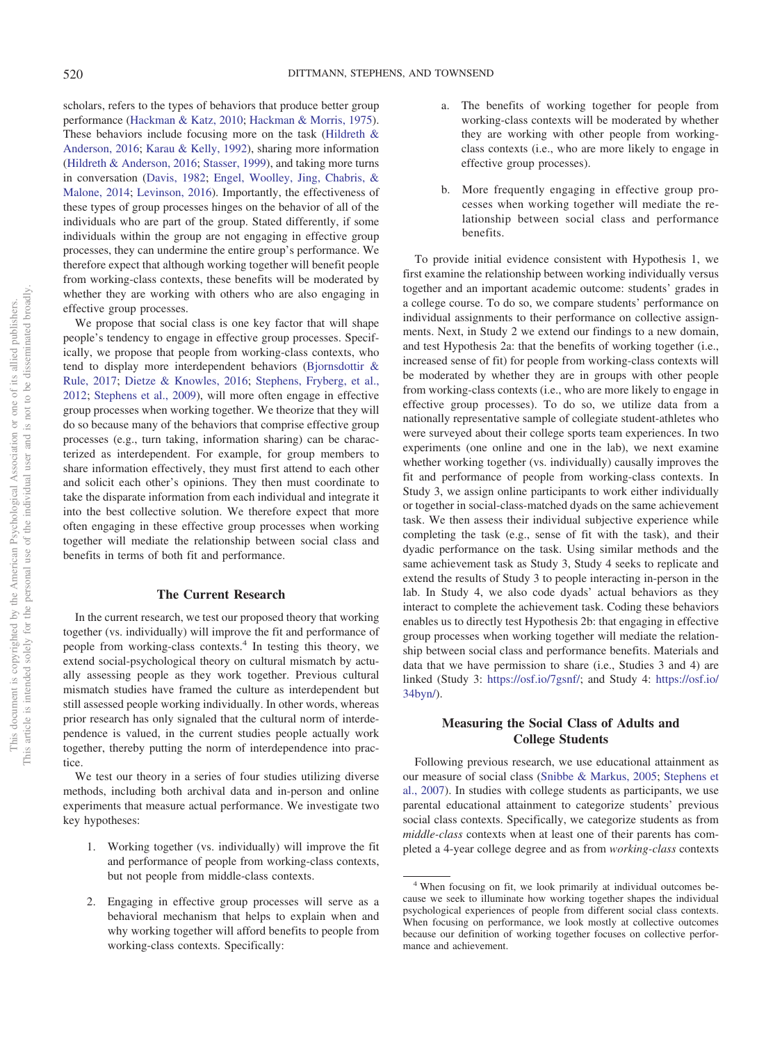scholars, refers to the types of behaviors that produce better group performance (Hackman & Katz, 2010; Hackman & Morris, 1975). These behaviors include focusing more on the task (Hildreth & Anderson, 2016; Karau & Kelly, 1992), sharing more information (Hildreth & Anderson, 2016; Stasser, 1999), and taking more turns in conversation (Davis, 1982; Engel, Woolley, Jing, Chabris, & Malone, 2014; Levinson, 2016). Importantly, the effectiveness of these types of group processes hinges on the behavior of all of the individuals who are part of the group. Stated differently, if some individuals within the group are not engaging in effective group processes, they can undermine the entire group's performance. We therefore expect that although working together will benefit people from working-class contexts, these benefits will be moderated by whether they are working with others who are also engaging in effective group processes.

We propose that social class is one key factor that will shape people's tendency to engage in effective group processes. Specifically, we propose that people from working-class contexts, who tend to display more interdependent behaviors (Bjornsdottir & Rule, 2017; Dietze & Knowles, 2016; Stephens, Fryberg, et al., 2012; Stephens et al., 2009), will more often engage in effective group processes when working together. We theorize that they will do so because many of the behaviors that comprise effective group processes (e.g., turn taking, information sharing) can be characterized as interdependent. For example, for group members to share information effectively, they must first attend to each other and solicit each other's opinions. They then must coordinate to take the disparate information from each individual and integrate it into the best collective solution. We therefore expect that more often engaging in these effective group processes when working together will mediate the relationship between social class and benefits in terms of both fit and performance.

## The Current Research

In the current research, we test our proposed theory that working together (vs. individually) will improve the fit and performance of people from working-class contexts.[4] In testing this theory, we extend social-psychological theory on cultural mismatch by actually assessing people as they work together. Previous cultural mismatch studies have framed the culture as interdependent but still assessed people working individually. In other words, whereas prior research has only signaled that the cultural norm of interdependence is valued, in the current studies people actually work together, thereby putting the norm of interdependence into practice.

We test our theory in a series of four studies utilizing diverse methods, including both archival data and in-person and online experiments that measure actual performance. We investigate two key hypotheses:

1. Working together (vs. individually) will improve the fit and performance of people from working-class contexts, but not people from middle-class contexts.

2. Engaging in effective group processes will serve as a behavioral mechanism that helps to explain when and why working together will afford benefits to people from working-class contexts. Specifically:

   a. The benefits of working together for people from working-class contexts will be moderated by whether they are working with other people from working-class contexts (i.e., who are more likely to engage in effective group processes).

   b. More frequently engaging in effective group processes when working together will mediate the relationship between social class and performance benefits.

To provide initial evidence consistent with Hypothesis 1, we first examine the relationship between working individually versus together and an important academic outcome: students' grades in a college course. To do so, we compare students' performance on individual assignments to their performance on collective assignments. Next, in Study 2 we extend our findings to a new domain, and test Hypothesis 2a: that the benefits of working together (i.e., increased sense of fit) for people from working-class contexts will be moderated by whether they are in groups with other people from working-class contexts (i.e., who are more likely to engage in effective group processes). To do so, we utilize data from a nationally representative sample of collegiate student-athletes who were surveyed about their college sports team experiences. In two experiments (one online and one in the lab), we next examine whether working together (vs. individually) causally improves the fit and performance of people from working-class contexts. In Study 3, we assign online participants to work either individually or together in social-class-matched dyads on the same achievement task. We then assess their individual subjective experience while completing the task (e.g., sense of fit with the task), and their dyadic performance on the task. Using similar methods and the same achievement task as Study 3, Study 4 seeks to replicate and extend the results of Study 3 to people interacting in-person in the lab. In Study 4, we also code dyads' actual behaviors as they interact to complete the achievement task. Coding these behaviors enables us to directly test Hypothesis 2b: that engaging in effective group processes when working together will mediate the relationship between social class and performance benefits. Materials and data that we have permission to share (i.e., Studies 3 and 4) are linked (Study 3: https://osf.io/7gsnf/; and Study 4: https://osf.io/34byn/).

## Measuring the Social Class of Adults and College Students

Following previous research, we use educational attainment as our measure of social class (Snibbe & Markus, 2005; Stephens et al., 2007). In studies with college students as participants, we use parental educational attainment to categorize students' previous social class contexts. Specifically, we categorize students as from *middle-class* contexts when at least one of their parents has completed a 4-year college degree and as from *working-class* contexts

[4] When focusing on fit, we look primarily at individual outcomes because we seek to illuminate how working together shapes the individual psychological experiences of people from different social class contexts. When focusing on performance, we look mostly at collective outcomes because our definition of working together focuses on collective performance and achievement.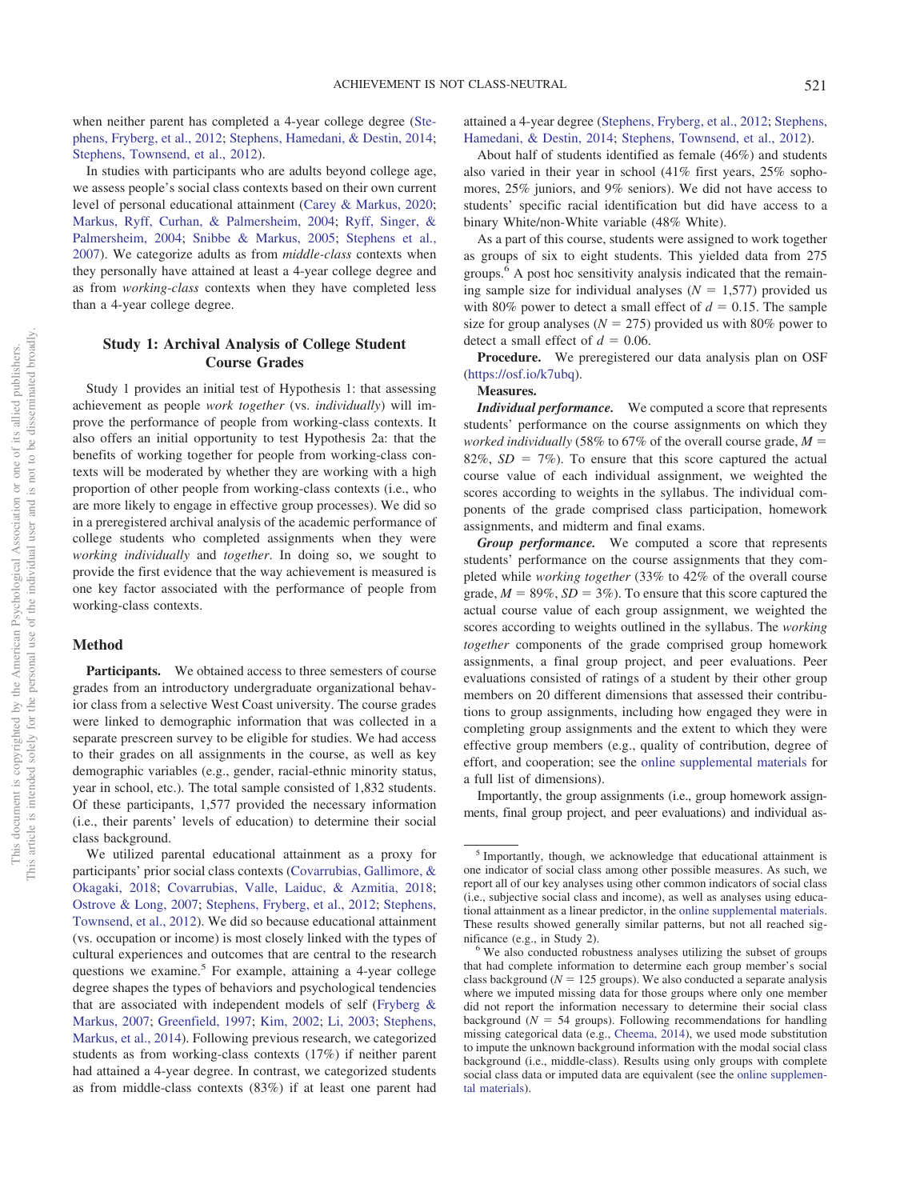when neither parent has completed a 4-year college degree (Stephens, Fryberg, et al., 2012; Stephens, Hamedani, & Destin, 2014; Stephens, Townsend, et al., 2012).

In studies with participants who are adults beyond college age, we assess people's social class contexts based on their own current level of personal educational attainment (Carey & Markus, 2020; Markus, Ryff, Curhan, & Palmersheim, 2004; Ryff, Singer, & Palmersheim, 2004; Snibbe & Markus, 2005; Stephens et al., 2007). We categorize adults as from *middle-class* contexts when they personally have attained at least a 4-year college degree and as from *working-class* contexts when they have completed less than a 4-year college degree.

## Study 1: Archival Analysis of College Student Course Grades

Study 1 provides an initial test of Hypothesis 1: that assessing achievement as people *work together* (vs. *individually*) will improve the performance of people from working-class contexts. It also offers an initial opportunity to test Hypothesis 2a: that the benefits of working together for people from working-class contexts will be moderated by whether they are working with a high proportion of other people from working-class contexts (i.e., who are more likely to engage in effective group processes). We did so in a preregistered archival analysis of the academic performance of college students who completed assignments when they were *working individually* and *together*. In doing so, we sought to provide the first evidence that the way achievement is measured is one key factor associated with the performance of people from working-class contexts.

### Method

**Participants.** We obtained access to three semesters of course grades from an introductory undergraduate organizational behavior class from a selective West Coast university. The course grades were linked to demographic information that was collected in a separate prescreen survey to be eligible for studies. We had access to their grades on all assignments in the course, as well as key demographic variables (e.g., gender, racial-ethnic minority status, year in school, etc.). The total sample consisted of 1,832 students. Of these participants, 1,577 provided the necessary information (i.e., their parents' levels of education) to determine their social class background.

We utilized parental educational attainment as a proxy for participants' prior social class contexts (Covarrubias, Gallimore, & Okagaki, 2018; Covarrubias, Valle, Laiduc, & Azmitia, 2018; Ostrove & Long, 2007; Stephens, Fryberg, et al., 2012; Stephens, Townsend, et al., 2012). We did so because educational attainment (vs. occupation or income) is most closely linked with the types of cultural experiences and outcomes that are central to the research questions we examine.[5] For example, attaining a 4-year college degree shapes the types of behaviors and psychological tendencies that are associated with independent models of self (Fryberg & Markus, 2007; Greenfield, 1997; Kim, 2002; Li, 2003; Stephens, Markus, et al., 2014). Following previous research, we categorized students as from working-class contexts (17%) if neither parent had attained a 4-year degree. In contrast, we categorized students as from middle-class contexts (83%) if at least one parent had attained a 4-year degree (Stephens, Fryberg, et al., 2012; Stephens, Hamedani, & Destin, 2014; Stephens, Townsend, et al., 2012).

About half of students identified as female (46%) and students also varied in their year in school (41% first years, 25% sophomores, 25% juniors, and 9% seniors). We did not have access to students' specific racial identification but did have access to a binary White/non-White variable (48% White).

As a part of this course, students were assigned to work together as groups of six to eight students. This yielded data from 275 groups.[6] A post hoc sensitivity analysis indicated that the remaining sample size for individual analyses ($N$ = 1,577) provided us with 80% power to detect a small effect of $d$ = 0.15. The sample size for group analyses ($N$ = 275) provided us with 80% power to detect a small effect of $d$ = 0.06.

**Procedure.** We preregistered our data analysis plan on OSF (https://osf.io/k7ubq).

**Measures.**

***Individual performance.*** We computed a score that represents students' performance on the course assignments on which they *worked individually* (58% to 67% of the overall course grade, $M$ = 82%, $SD$ = 7%). To ensure that this score captured the actual course value of each individual assignment, we weighted the scores according to weights in the syllabus. The individual components of the grade comprised class participation, homework assignments, and midterm and final exams.

***Group performance.*** We computed a score that represents students' performance on the course assignments that they completed while *working together* (33% to 42% of the overall course grade, $M$ = 89%, $SD$ = 3%). To ensure that this score captured the actual course value of each group assignment, we weighted the scores according to weights outlined in the syllabus. The *working together* components of the grade comprised group homework assignments, a final group project, and peer evaluations. Peer evaluations consisted of ratings of a student by their other group members on 20 different dimensions that assessed their contributions to group assignments, including how engaged they were in completing group assignments and the extent to which they were effective group members (e.g., quality of contribution, degree of effort, and cooperation; see the online supplemental materials for a full list of dimensions).

Importantly, the group assignments (i.e., group homework assignments, final group project, and peer evaluations) and individual as-

---

[5] Importantly, though, we acknowledge that educational attainment is one indicator of social class among other possible measures. As such, we report all of our key analyses using other common indicators of social class (i.e., subjective social class and income), as well as analyses using educational attainment as a linear predictor, in the online supplemental materials. These results showed generally similar patterns, but not all reached significance (e.g., in Study 2).

[6] We also conducted robustness analyses utilizing the subset of groups that had complete information to determine each group member's social class background ($N$ = 125 groups). We also conducted a separate analysis where we imputed missing data for those groups where only one member did not report the information necessary to determine their social class background ($N$ = 54 groups). Following recommendations for handling missing categorical data (e.g., Cheema, 2014), we used mode substitution to impute the unknown background information with the modal social class background (i.e., middle-class). Results using only groups with complete social class data or imputed data are equivalent (see the online supplemental materials).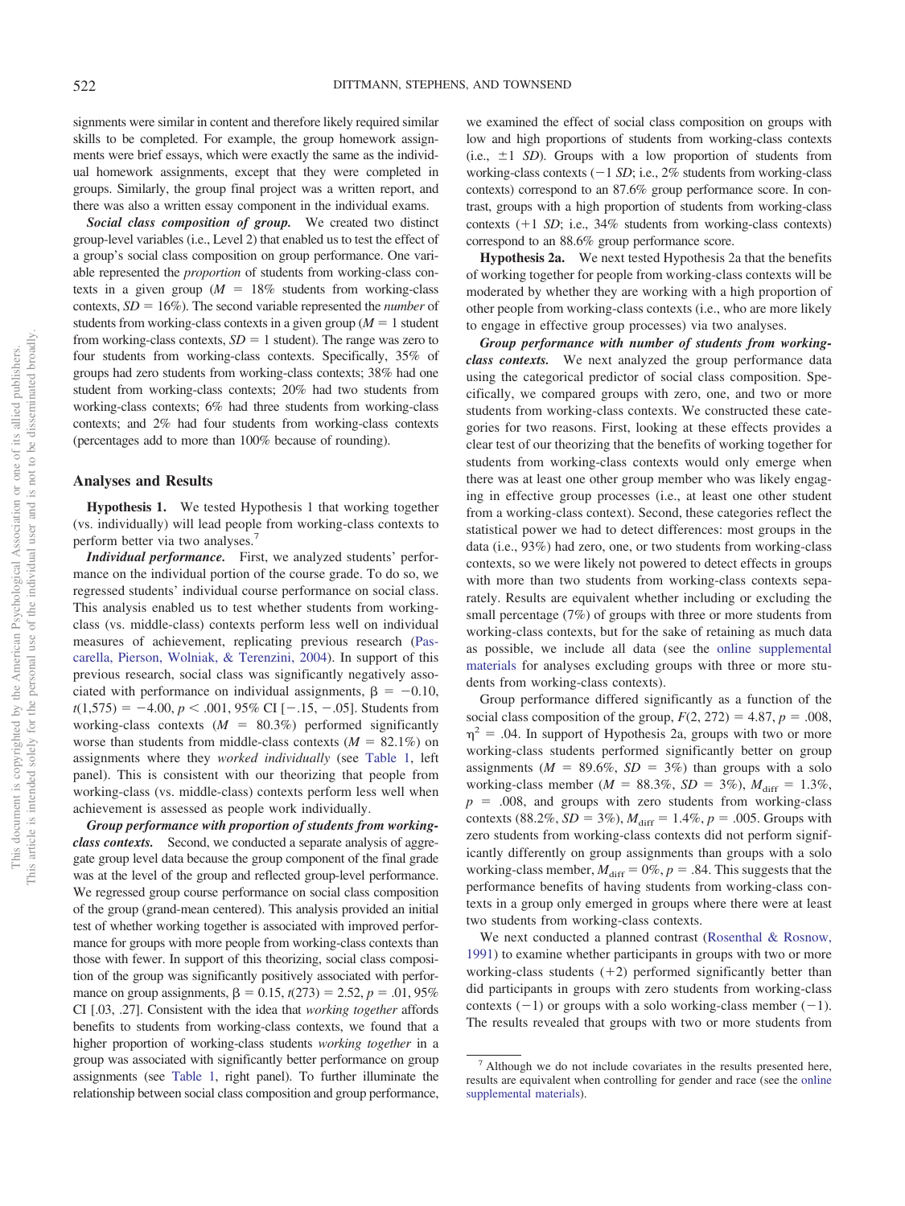signments were similar in content and therefore likely required similar skills to be completed. For example, the group homework assignments were brief essays, which were exactly the same as the individual homework assignments, except that they were completed in groups. Similarly, the group final project was a written report, and there was also a written essay component in the individual exams.

***Social class composition of group.*** We created two distinct group-level variables (i.e., Level 2) that enabled us to test the effect of a group's social class composition on group performance. One variable represented the *proportion* of students from working-class contexts in a given group ($M$ = 18% students from working-class contexts, $SD$ = 16%). The second variable represented the *number* of students from working-class contexts in a given group ($M$ = 1 student from working-class contexts, $SD$ = 1 student). The range was zero to four students from working-class contexts. Specifically, 35% of groups had zero students from working-class contexts; 38% had one student from working-class contexts; 20% had two students from working-class contexts; 6% had three students from working-class contexts; and 2% had four students from working-class contexts (percentages add to more than 100% because of rounding).

## Analyses and Results

**Hypothesis 1.** We tested Hypothesis 1 that working together (vs. individually) will lead people from working-class contexts to perform better via two analyses.[7]

***Individual performance.*** First, we analyzed students' performance on the individual portion of the course grade. To do so, we regressed students' individual course performance on social class. This analysis enabled us to test whether students from working-class (vs. middle-class) contexts perform less well on individual measures of achievement, replicating previous research (Pascarella, Pierson, Wolniak, & Terenzini, 2004). In support of this previous research, social class was significantly negatively associated with performance on individual assignments, $\beta = -0.10$, $t(1,575) = -4.00$, $p < .001$, 95% CI [−.15, −.05]. Students from working-class contexts ($M$ = 80.3%) performed significantly worse than students from middle-class contexts ($M$ = 82.1%) on assignments where they *worked individually* (see Table 1, left panel). This is consistent with our theorizing that people from working-class (vs. middle-class) contexts perform less well when achievement is assessed as people work individually.

***Group performance with proportion of students from working-class contexts.*** Second, we conducted a separate analysis of aggregate group level data because the group component of the final grade was at the level of the group and reflected group-level performance. We regressed group course performance on social class composition of the group (grand-mean centered). This analysis provided an initial test of whether working together is associated with improved performance for groups with more people from working-class contexts than those with fewer. In support of this theorizing, social class composition of the group was significantly positively associated with performance on group assignments, $\beta = 0.15$, $t(273) = 2.52$, $p = .01$, 95% CI [.03, .27]. Consistent with the idea that *working together* affords benefits to students from working-class contexts, we found that a higher proportion of working-class students *working together* in a group was associated with significantly better performance on group assignments (see Table 1, right panel). To further illuminate the relationship between social class composition and group performance, we examined the effect of social class composition on groups with low and high proportions of students from working-class contexts (i.e., ±1 $SD$). Groups with a low proportion of students from working-class contexts (−1 $SD$; i.e., 2% students from working-class contexts) correspond to an 87.6% group performance score. In contrast, groups with a high proportion of students from working-class contexts (+1 $SD$; i.e., 34% students from working-class contexts) correspond to an 88.6% group performance score.

**Hypothesis 2a.** We next tested Hypothesis 2a that the benefits of working together for people from working-class contexts will be moderated by whether they are working with a high proportion of other people from working-class contexts (i.e., who are more likely to engage in effective group processes) via two analyses.

***Group performance with number of students from working-class contexts.*** We next analyzed the group performance data using the categorical predictor of social class composition. Specifically, we compared groups with zero, one, and two or more students from working-class contexts. We constructed these categories for two reasons. First, looking at these effects provides a clear test of our theorizing that the benefits of working together for students from working-class contexts would only emerge when there was at least one other group member who was likely engaging in effective group processes (i.e., at least one other student from a working-class context). Second, these categories reflect the statistical power we had to detect differences: most groups in the data (i.e., 93%) had zero, one, or two students from working-class contexts, so we were likely not powered to detect effects in groups with more than two students from working-class contexts separately. Results are equivalent whether including or excluding the small percentage (7%) of groups with three or more students from working-class contexts, but for the sake of retaining as much data as possible, we include all data (see the online supplemental materials for analyses excluding groups with three or more students from working-class contexts).

Group performance differed significantly as a function of the social class composition of the group, $F(2, 272) = 4.87$, $p = .008$, $\eta^2 = .04$. In support of Hypothesis 2a, groups with two or more working-class students performed significantly better on group assignments ($M$ = 89.6%, $SD$ = 3%) than groups with a solo working-class member ($M$ = 88.3%, $SD$ = 3%), $M_{diff}$ = 1.3%, $p$ = .008, and groups with zero students from working-class contexts (88.2%, $SD$ = 3%), $M_{diff}$ = 1.4%, $p$ = .005. Groups with zero students from working-class contexts did not perform significantly differently on group assignments than groups with a solo working-class member, $M_{diff}$ = 0%, $p$ = .84. This suggests that the performance benefits of having students from working-class contexts in a group only emerged in groups where there were at least two students from working-class contexts.

We next conducted a planned contrast (Rosenthal & Rosnow, 1991) to examine whether participants in groups with two or more working-class students (+2) performed significantly better than did participants in groups with zero students from working-class contexts (−1) or groups with a solo working-class member (−1). The results revealed that groups with two or more students from

[7] Although we do not include covariates in the results presented here, results are equivalent when controlling for gender and race (see the online supplemental materials).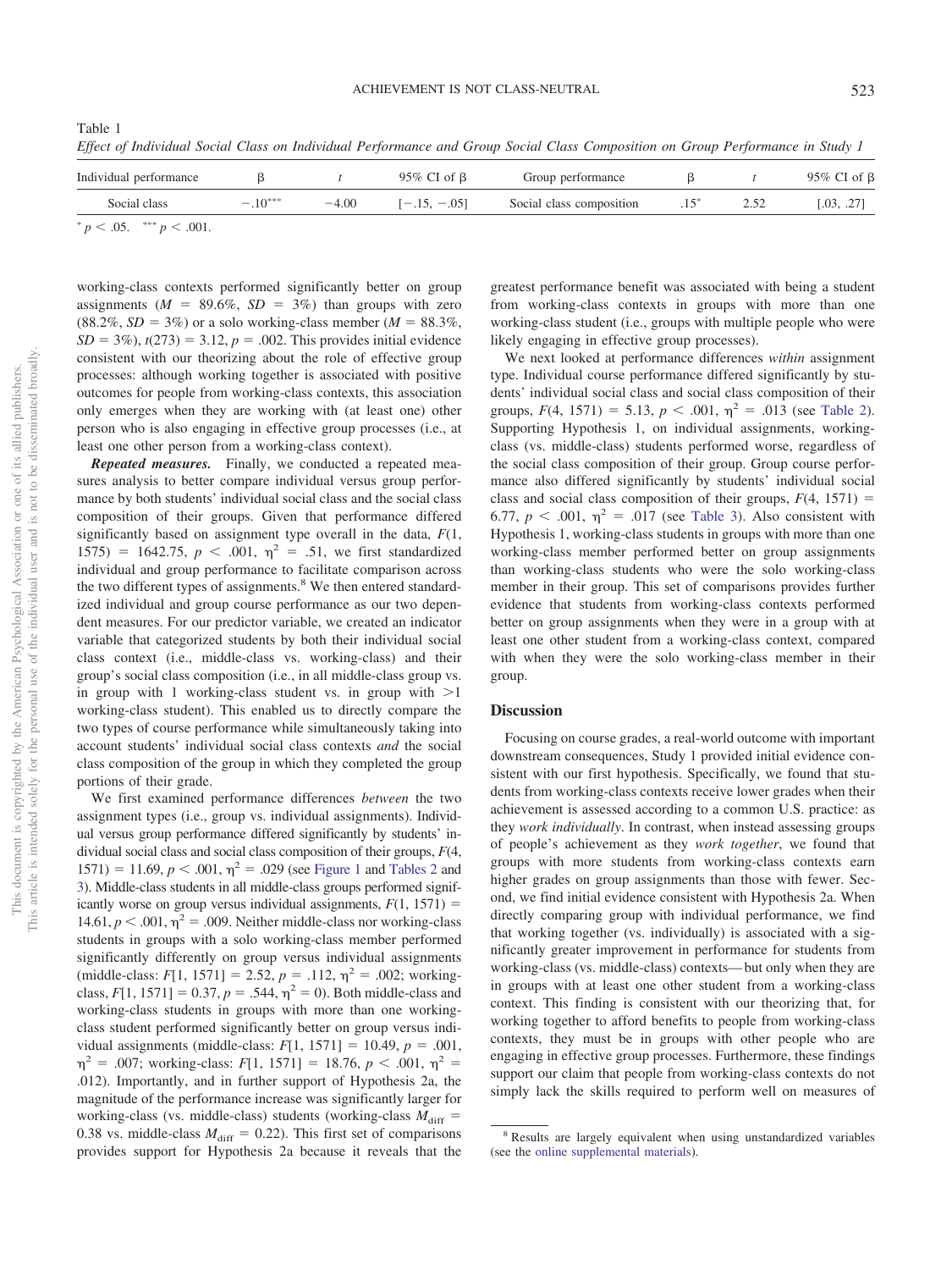Table 1

*Effect of Individual Social Class on Individual Performance and Group Social Class Composition on Group Performance in Study 1*

| Individual performance | β | *t* | 95% CI of β | Group performance | β | *t* | 95% CI of β |
|---|---|---|---|---|---|---|---|
| Social class | $-.10^{***}$ | −4.00 | [−.15, −.05] | Social class composition | $.15^{*}$ | 2.52 | [.03, .27] |

$^{*}$ $p < .05$. $^{***}$ $p < .001$.

working-class contexts performed significantly better on group assignments ($M$ = 89.6%, $SD$ = 3%) than groups with zero (88.2%, $SD$ = 3%) or a solo working-class member ($M$ = 88.3%, $SD$ = 3%), $t(273) = 3.12$, $p = .002$. This provides initial evidence consistent with our theorizing about the role of effective group processes: although working together is associated with positive outcomes for people from working-class contexts, this association only emerges when they are working with (at least one) other person who is also engaging in effective group processes (i.e., at least one other person from a working-class context).

***Repeated measures.*** Finally, we conducted a repeated measures analysis to better compare individual versus group performance by both students' individual social class and the social class composition of their groups. Given that performance differed significantly based on assignment type overall in the data, $F(1, 1575) = 1642.75$, $p < .001$, $\eta^2 = .51$, we first standardized individual and group performance to facilitate comparison across the two different types of assignments.[8] We then entered standardized individual and group course performance as our two dependent measures. For our predictor variable, we created an indicator variable that categorized students by both their individual social class context (i.e., middle-class vs. working-class) and their group's social class composition (i.e., in all middle-class group vs. in group with 1 working-class student vs. in group with >1 working-class student). This enabled us to directly compare the two types of course performance while simultaneously taking into account students' individual social class contexts *and* the social class composition of the group in which they completed the group portions of their grade.

We first examined performance differences *between* the two assignment types (i.e., group vs. individual assignments). Individual versus group performance differed significantly by students' individual social class and social class composition of their groups, $F(4, 1571) = 11.69$, $p < .001$, $\eta^2 = .029$ (see Figure 1 and Tables 2 and 3). Middle-class students in all middle-class groups performed significantly worse on group versus individual assignments, $F(1, 1571) = 14.61$, $p < .001$, $\eta^2 = .009$. Neither middle-class nor working-class students in groups with a solo working-class member performed significantly differently on group versus individual assignments (middle-class: $F[1, 1571] = 2.52$, $p = .112$, $\eta^2 = .002$; working-class, $F[1, 1571] = 0.37$, $p = .544$, $\eta^2 = 0$). Both middle-class and working-class students in groups with more than one working-class student performed significantly better on group versus individual assignments (middle-class: $F[1, 1571] = 10.49$, $p = .001$, $\eta^2 = .007$; working-class: $F[1, 1571] = 18.76$, $p < .001$, $\eta^2 = .012$). Importantly, and in further support of Hypothesis 2a, the magnitude of the performance increase was significantly larger for working-class (vs. middle-class) students (working-class $M_{\text{diff}}$ = 0.38 vs. middle-class $M_{\text{diff}}$ = 0.22). This first set of comparisons provides support for Hypothesis 2a because it reveals that the greatest performance benefit was associated with being a student from working-class contexts in groups with more than one working-class student (i.e., groups with multiple people who were likely engaging in effective group processes).

We next looked at performance differences *within* assignment type. Individual course performance differed significantly by students' individual social class and social class composition of their groups, $F(4, 1571) = 5.13$, $p < .001$, $\eta^2 = .013$ (see Table 2). Supporting Hypothesis 1, on individual assignments, working-class (vs. middle-class) students performed worse, regardless of the social class composition of their group. Group course performance also differed significantly by students' individual social class and social class composition of their groups, $F(4, 1571) = 6.77$, $p < .001$, $\eta^2 = .017$ (see Table 3). Also consistent with Hypothesis 1, working-class students in groups with more than one working-class member performed better on group assignments than working-class students who were the solo working-class member in their group. This set of comparisons provides further evidence that students from working-class contexts performed better on group assignments when they were in a group with at least one other student from a working-class context, compared with when they were the solo working-class member in their group.

## Discussion

Focusing on course grades, a real-world outcome with important downstream consequences, Study 1 provided initial evidence consistent with our first hypothesis. Specifically, we found that students from working-class contexts receive lower grades when their achievement is assessed according to a common U.S. practice: as they *work individually*. In contrast, when instead assessing groups of people's achievement as they *work together*, we found that groups with more students from working-class contexts earn higher grades on group assignments than those with fewer. Second, we find initial evidence consistent with Hypothesis 2a. When directly comparing group with individual performance, we find that working together (vs. individually) is associated with a significantly greater improvement in performance for students from working-class (vs. middle-class) contexts— but only when they are in groups with at least one other student from a working-class context. This finding is consistent with our theorizing that, for working together to afford benefits to people from working-class contexts, they must be in groups with other people who are engaging in effective group processes. Furthermore, these findings support our claim that people from working-class contexts do not simply lack the skills required to perform well on measures of

[8] Results are largely equivalent when using unstandardized variables (see the online supplemental materials).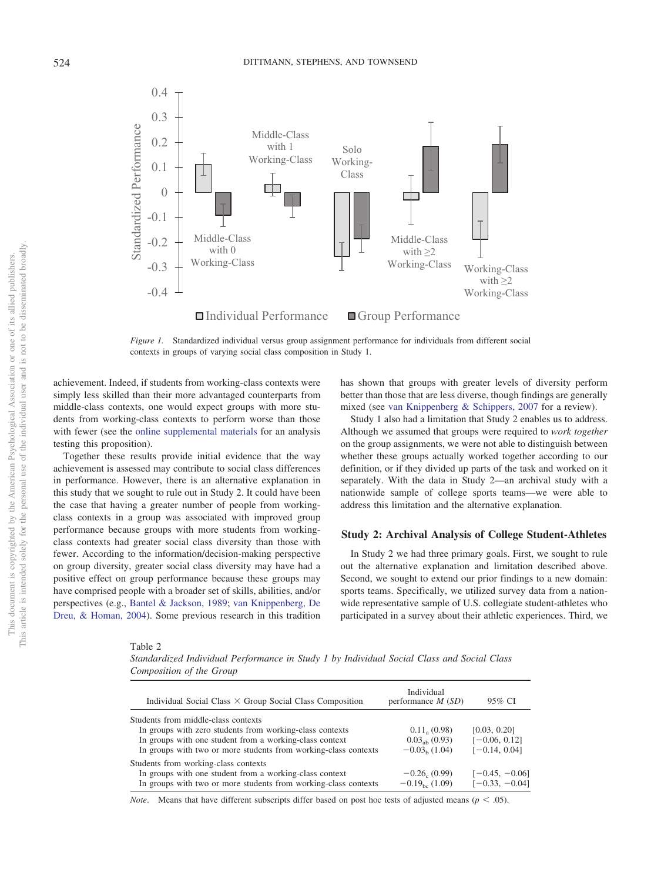Figure 1. Standardized individual versus group assignment performance for individuals from different social contexts in groups of varying social class composition in Study 1.

achievement. Indeed, if students from working-class contexts were simply less skilled than their more advantaged counterparts from middle-class contexts, one would expect groups with more students from working-class contexts to perform worse than those with fewer (see the online supplemental materials for an analysis testing this proposition).

Together these results provide initial evidence that the way achievement is assessed may contribute to social class differences in performance. However, there is an alternative explanation in this study that we sought to rule out in Study 2. It could have been the case that having a greater number of people from working-class contexts in a group was associated with improved group performance because groups with more students from working-class contexts had greater social class diversity than those with fewer. According to the information/decision-making perspective on group diversity, greater social class diversity may have had a positive effect on group performance because these groups may have comprised people with a broader set of skills, abilities, and/or perspectives (e.g., Bantel & Jackson, 1989; van Knippenberg, De Dreu, & Homan, 2004). Some previous research in this tradition has shown that groups with greater levels of diversity perform better than those that are less diverse, though findings are generally mixed (see van Knippenberg & Schippers, 2007 for a review).

Study 1 also had a limitation that Study 2 enables us to address. Although we assumed that groups were required to *work together* on the group assignments, we were not able to distinguish between whether these groups actually worked together according to our definition, or if they divided up parts of the task and worked on it separately. With the data in Study 2—an archival study with a nationwide sample of college sports teams—we were able to address this limitation and the alternative explanation.

## Study 2: Archival Analysis of College Student-Athletes

In Study 2 we had three primary goals. First, we sought to rule out the alternative explanation and limitation described above. Second, we sought to extend our prior findings to a new domain: sports teams. Specifically, we utilized survey data from a nationwide representative sample of U.S. collegiate student-athletes who participated in a survey about their athletic experiences. Third, we

Table 2
*Standardized Individual Performance in Study 1 by Individual Social Class and Social Class Composition of the Group*

| Individual Social Class × Group Social Class Composition | Individual performance *M* (*SD*) | 95% CI |
|---|---|---|
| Students from middle-class contexts | | |
| In groups with zero students from working-class contexts | $0.11_{a}$ (0.98) | [0.03, 0.20] |
| In groups with one student from a working-class context | $0.03_{ab}$ (0.93) | [−0.06, 0.12] |
| In groups with two or more students from working-class contexts | $-0.03_{b}$ (1.04) | [−0.14, 0.04] |
| Students from working-class contexts | | |
| In groups with one student from a working-class context | $-0.26_{c}$ (0.99) | [−0.45, −0.06] |
| In groups with two or more students from working-class contexts | $-0.19_{bc}$ (1.09) | [−0.33, −0.04] |

*Note*. Means that have different subscripts differ based on post hoc tests of adjusted means ($p < .05$).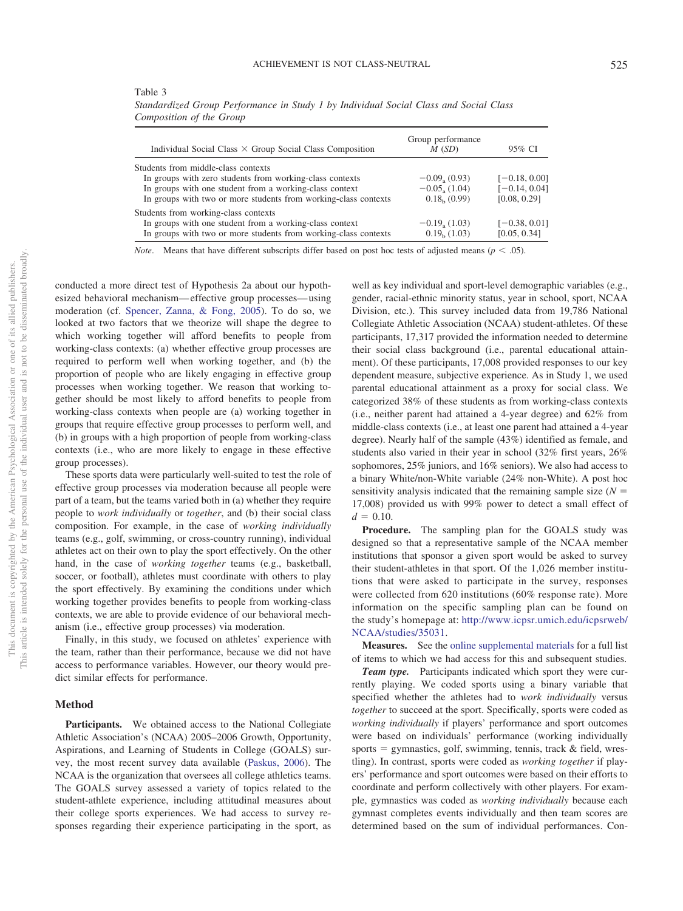Table 3

*Standardized Group Performance in Study 1 by Individual Social Class and Social Class Composition of the Group*

| Individual Social Class × Group Social Class Composition | Group performance $M$ ($SD$) | 95% CI |
|---|---|---|
| Students from middle-class contexts | | |
| In groups with zero students from working-class contexts | $-0.09_a$ (0.93) | [−0.18, 0.00] |
| In groups with one student from a working-class context | $-0.05_a$ (1.04) | [−0.14, 0.04] |
| In groups with two or more students from working-class contexts | $0.18_b$ (0.99) | [0.08, 0.29] |
| Students from working-class contexts | | |
| In groups with one student from a working-class context | $-0.19_a$ (1.03) | [−0.38, 0.01] |
| In groups with two or more students from working-class contexts | $0.19_b$ (1.03) | [0.05, 0.34] |

*Note*. Means that have different subscripts differ based on post hoc tests of adjusted means ($p < .05$).

conducted a more direct test of Hypothesis 2a about our hypothesized behavioral mechanism—effective group processes—using moderation (cf. Spencer, Zanna, & Fong, 2005). To do so, we looked at two factors that we theorize will shape the degree to which working together will afford benefits to people from working-class contexts: (a) whether effective group processes are required to perform well when working together, and (b) the proportion of people who are likely engaging in effective group processes when working together. We reason that working together should be most likely to afford benefits to people from working-class contexts when people are (a) working together in groups that require effective group processes to perform well, and (b) in groups with a high proportion of people from working-class contexts (i.e., who are more likely to engage in these effective group processes).

These sports data were particularly well-suited to test the role of effective group processes via moderation because all people were part of a team, but the teams varied both in (a) whether they require people to *work individually* or *together*, and (b) their social class composition. For example, in the case of *working individually* teams (e.g., golf, swimming, or cross-country running), individual athletes act on their own to play the sport effectively. On the other hand, in the case of *working together* teams (e.g., basketball, soccer, or football), athletes must coordinate with others to play the sport effectively. By examining the conditions under which working together provides benefits to people from working-class contexts, we are able to provide evidence of our behavioral mechanism (i.e., effective group processes) via moderation.

Finally, in this study, we focused on athletes' experience with the team, rather than their performance, because we did not have access to performance variables. However, our theory would predict similar effects for performance.

## Method

**Participants.** We obtained access to the National Collegiate Athletic Association's (NCAA) 2005–2006 Growth, Opportunity, Aspirations, and Learning of Students in College (GOALS) survey, the most recent survey data available (Paskus, 2006). The NCAA is the organization that oversees all college athletics teams. The GOALS survey assessed a variety of topics related to the student-athlete experience, including attitudinal measures about their college sports experiences. We had access to survey responses regarding their experience participating in the sport, as well as key individual and sport-level demographic variables (e.g., gender, racial-ethnic minority status, year in school, sport, NCAA Division, etc.). This survey included data from 19,786 National Collegiate Athletic Association (NCAA) student-athletes. Of these participants, 17,317 provided the information needed to determine their social class background (i.e., parental educational attainment). Of these participants, 17,008 provided responses to our key dependent measure, subjective experience. As in Study 1, we used parental educational attainment as a proxy for social class. We categorized 38% of these students as from working-class contexts (i.e., neither parent had attained a 4-year degree) and 62% from middle-class contexts (i.e., at least one parent had attained a 4-year degree). Nearly half of the sample (43%) identified as female, and students also varied in their year in school (32% first years, 26% sophomores, 25% juniors, and 16% seniors). We also had access to a binary White/non-White variable (24% non-White). A post hoc sensitivity analysis indicated that the remaining sample size ($N$ = 17,008) provided us with 99% power to detect a small effect of $d$ = 0.10.

**Procedure.** The sampling plan for the GOALS study was designed so that a representative sample of the NCAA member institutions that sponsor a given sport would be asked to survey their student-athletes in that sport. Of the 1,026 member institutions that were asked to participate in the survey, responses were collected from 620 institutions (60% response rate). More information on the specific sampling plan can be found on the study's homepage at: http://www.icpsr.umich.edu/icpsrweb/NCAA/studies/35031.

**Measures.** See the online supplemental materials for a full list of items to which we had access for this and subsequent studies.

***Team type.*** Participants indicated which sport they were currently playing. We coded sports using a binary variable that specified whether the athletes had to *work individually* versus *together* to succeed at the sport. Specifically, sports were coded as *working individually* if players' performance and sport outcomes were based on individuals' performance (working individually sports = gymnastics, golf, swimming, tennis, track & field, wrestling). In contrast, sports were coded as *working together* if players' performance and sport outcomes were based on their efforts to coordinate and perform collectively with other players. For example, gymnastics was coded as *working individually* because each gymnast completes events individually and then team scores are determined based on the sum of individual performances. Con-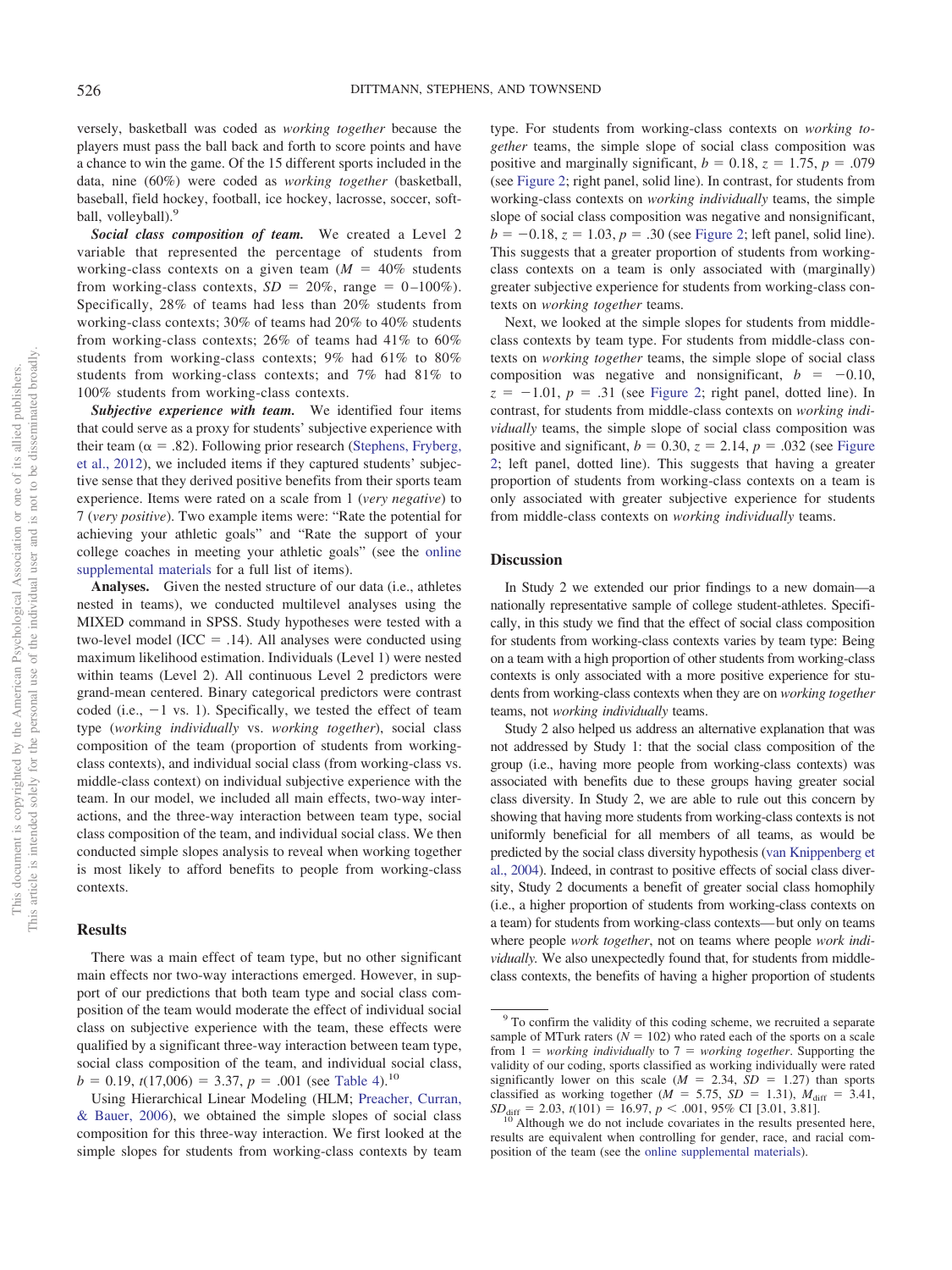versely, basketball was coded as *working together* because the players must pass the ball back and forth to score points and have a chance to win the game. Of the 15 different sports included in the data, nine (60%) were coded as *working together* (basketball, baseball, field hockey, football, ice hockey, lacrosse, soccer, softball, volleyball).[9]

***Social class composition of team.*** We created a Level 2 variable that represented the percentage of students from working-class contexts on a given team ($M$ = 40% students from working-class contexts, $SD$ = 20%, range = 0–100%). Specifically, 28% of teams had less than 20% students from working-class contexts; 30% of teams had 20% to 40% students from working-class contexts; 26% of teams had 41% to 60% students from working-class contexts; 9% had 61% to 80% students from working-class contexts; and 7% had 81% to 100% students from working-class contexts.

***Subjective experience with team.*** We identified four items that could serve as a proxy for students' subjective experience with their team ($\alpha$ = .82). Following prior research (Stephens, Fryberg, et al., 2012), we included items if they captured students' subjective sense that they derived positive benefits from their sports team experience. Items were rated on a scale from 1 (*very negative*) to 7 (*very positive*). Two example items were: "Rate the potential for achieving your athletic goals" and "Rate the support of your college coaches in meeting your athletic goals" (see the online supplemental materials for a full list of items).

**Analyses.** Given the nested structure of our data (i.e., athletes nested in teams), we conducted multilevel analyses using the MIXED command in SPSS. Study hypotheses were tested with a two-level model (ICC = .14). All analyses were conducted using maximum likelihood estimation. Individuals (Level 1) were nested within teams (Level 2). All continuous Level 2 predictors were grand-mean centered. Binary categorical predictors were contrast coded (i.e., −1 vs. 1). Specifically, we tested the effect of team type (*working individually* vs. *working together*), social class composition of the team (proportion of students from working-class contexts), and individual social class (from working-class vs. middle-class context) on individual subjective experience with the team. In our model, we included all main effects, two-way interactions, and the three-way interaction between team type, social class composition of the team, and individual social class. We then conducted simple slopes analysis to reveal when working together is most likely to afford benefits to people from working-class contexts.

## Results

There was a main effect of team type, but no other significant main effects nor two-way interactions emerged. However, in support of our predictions that both team type and social class composition of the team would moderate the effect of individual social class on subjective experience with the team, these effects were qualified by a significant three-way interaction between team type, social class composition of the team, and individual social class, $b = 0.19$, $t(17{,}006) = 3.37$, $p = .001$ (see Table 4).[10]

Using Hierarchical Linear Modeling (HLM; Preacher, Curran, & Bauer, 2006), we obtained the simple slopes of social class composition for this three-way interaction. We first looked at the simple slopes for students from working-class contexts by team type. For students from working-class contexts on *working together* teams, the simple slope of social class composition was positive and marginally significant, $b = 0.18$, $z = 1.75$, $p = .079$ (see Figure 2; right panel, solid line). In contrast, for students from working-class contexts on *working individually* teams, the simple slope of social class composition was negative and nonsignificant, $b = -0.18$, $z = 1.03$, $p = .30$ (see Figure 2; left panel, solid line). This suggests that a greater proportion of students from working-class contexts on a team is only associated with (marginally) greater subjective experience for students from working-class contexts on *working together* teams.

Next, we looked at the simple slopes for students from middle-class contexts by team type. For students from middle-class contexts on *working together* teams, the simple slope of social class composition was negative and nonsignificant, $b = -0.10$, $z = -1.01$, $p = .31$ (see Figure 2; right panel, dotted line). In contrast, for students from middle-class contexts on *working individually* teams, the simple slope of social class composition was positive and significant, $b = 0.30$, $z = 2.14$, $p = .032$ (see Figure 2; left panel, dotted line). This suggests that having a greater proportion of students from working-class contexts on a team is only associated with greater subjective experience for students from middle-class contexts on *working individually* teams.

## Discussion

In Study 2 we extended our prior findings to a new domain—a nationally representative sample of college student-athletes. Specifically, in this study we find that the effect of social class composition for students from working-class contexts varies by team type: Being on a team with a high proportion of other students from working-class contexts is only associated with a more positive experience for students from working-class contexts when they are on *working together* teams, not *working individually* teams.

Study 2 also helped us address an alternative explanation that was not addressed by Study 1: that the social class composition of the group (i.e., having more people from working-class contexts) was associated with benefits due to these groups having greater social class diversity. In Study 2, we are able to rule out this concern by showing that having more students from working-class contexts is not uniformly beneficial for all members of all teams, as would be predicted by the social class diversity hypothesis (van Knippenberg et al., 2004). Indeed, in contrast to positive effects of social class diversity, Study 2 documents a benefit of greater social class homophily (i.e., a higher proportion of students from working-class contexts on a team) for students from working-class contexts—but only on teams where people *work together*, not on teams where people *work individually*. We also unexpectedly found that, for students from middle-class contexts, the benefits of having a higher proportion of students

[9] To confirm the validity of this coding scheme, we recruited a separate sample of MTurk raters ($N$ = 102) who rated each of the sports on a scale from 1 = *working individually* to 7 = *working together*. Supporting the validity of our coding, sports classified as working individually were rated significantly lower on this scale ($M = 2.34$, $SD = 1.27$) than sports classified as working together ($M = 5.75$, $SD = 1.31$), $M_{\text{diff}} = 3.41$, $SD_{\text{diff}} = 2.03$, $t(101) = 16.97$, $p < .001$, 95% CI [3.01, 3.81].

[10] Although we do not include covariates in the results presented here, results are equivalent when controlling for gender, race, and racial composition of the team (see the online supplemental materials).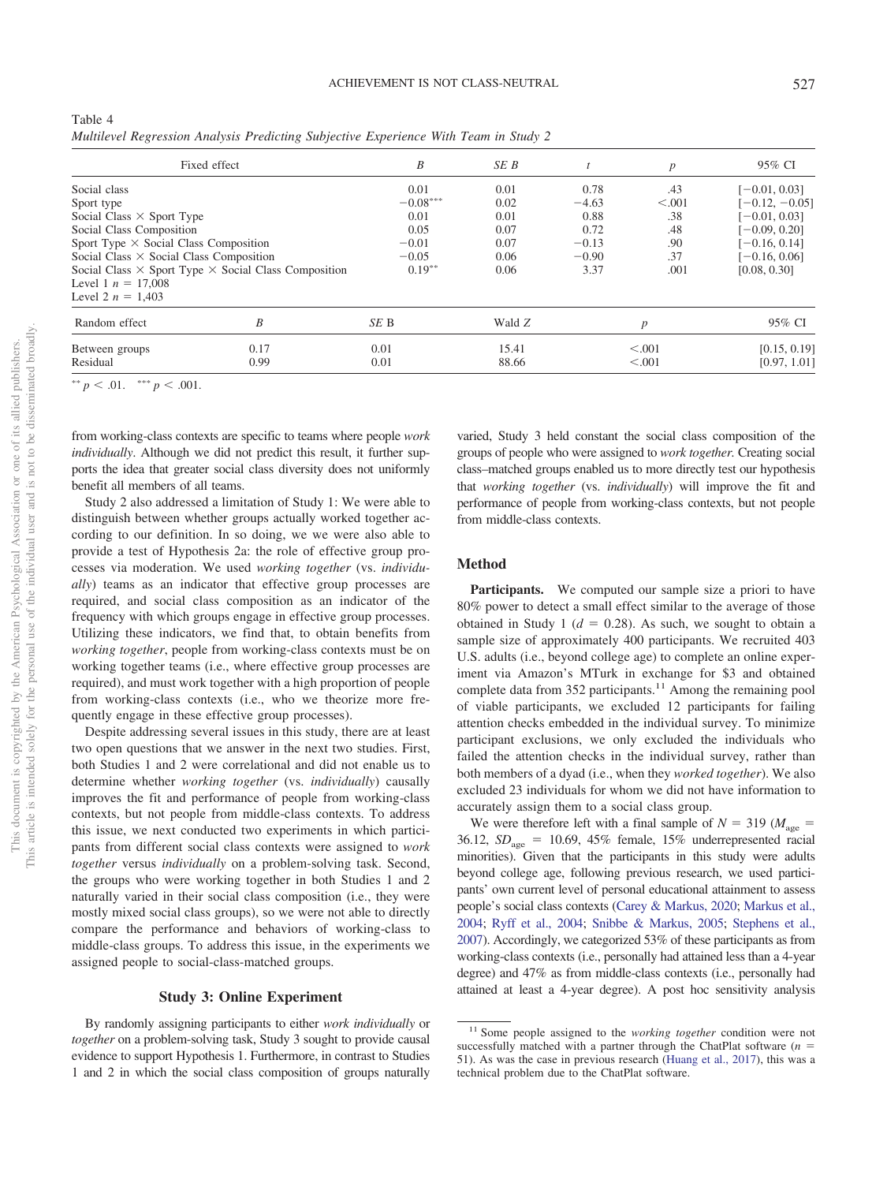Table 4
*Multilevel Regression Analysis Predicting Subjective Experience With Team in Study 2*

| Fixed effect | $B$ | $SE\ B$ | $t$ | $p$ | 95% CI |
|---|---|---|---|---|---|
| Social class | 0.01 | 0.01 | 0.78 | .43 | [−0.01, 0.03] |
| Sport type | −0.08*** | 0.02 | −4.63 | <.001 | [−0.12, −0.05] |
| Social Class × Sport Type | 0.01 | 0.01 | 0.88 | .38 | [−0.01, 0.03] |
| Social Class Composition | 0.05 | 0.07 | 0.72 | .48 | [−0.09, 0.20] |
| Sport Type × Social Class Composition | −0.01 | 0.07 | −0.13 | .90 | [−0.16, 0.14] |
| Social Class × Social Class Composition | −0.05 | 0.06 | −0.90 | .37 | [−0.16, 0.06] |
| Social Class × Sport Type × Social Class Composition | 0.19** | 0.06 | 3.37 | .001 | [0.08, 0.30] |
| Level 1 $n$ = 17,008 | | | | | |
| Level 2 $n$ = 1,403 | | | | | |

| Random effect | $B$ | $SE$ B | Wald $Z$ | $p$ | 95% CI |
|---|---|---|---|---|---|
| Between groups | 0.17 | 0.01 | 15.41 | <.001 | [0.15, 0.19] |
| Residual | 0.99 | 0.01 | 88.66 | <.001 | [0.97, 1.01] |

** $p < .01$. *** $p < .001$.

from working-class contexts are specific to teams where people *work individually*. Although we did not predict this result, it further supports the idea that greater social class diversity does not uniformly benefit all members of all teams.

Study 2 also addressed a limitation of Study 1: We were able to distinguish between whether groups actually worked together according to our definition. In so doing, we we were also able to provide a test of Hypothesis 2a: the role of effective group processes via moderation. We used *working together* (vs. *individually*) teams as an indicator that effective group processes are required, and social class composition as an indicator of the frequency with which groups engage in effective group processes. Utilizing these indicators, we find that, to obtain benefits from *working together*, people from working-class contexts must be on working together teams (i.e., where effective group processes are required), and must work together with a high proportion of people from working-class contexts (i.e., who we theorize more frequently engage in these effective group processes).

Despite addressing several issues in this study, there are at least two open questions that we answer in the next two studies. First, both Studies 1 and 2 were correlational and did not enable us to determine whether *working together* (vs. *individually*) causally improves the fit and performance of people from working-class contexts, but not people from middle-class contexts. To address this issue, we next conducted two experiments in which participants from different social class contexts were assigned to *work together* versus *individually* on a problem-solving task. Second, the groups who were working together in both Studies 1 and 2 naturally varied in their social class composition (i.e., they were mostly mixed social class groups), so we were not able to directly compare the performance and behaviors of working-class to middle-class groups. To address this issue, in the experiments we assigned people to social-class-matched groups.

## Study 3: Online Experiment

By randomly assigning participants to either *work individually* or *together* on a problem-solving task, Study 3 sought to provide causal evidence to support Hypothesis 1. Furthermore, in contrast to Studies 1 and 2 in which the social class composition of groups naturally varied, Study 3 held constant the social class composition of the groups of people who were assigned to *work together*. Creating social class–matched groups enabled us to more directly test our hypothesis that *working together* (vs. *individually*) will improve the fit and performance of people from working-class contexts, but not people from middle-class contexts.

### Method

**Participants.** We computed our sample size a priori to have 80% power to detect a small effect similar to the average of those obtained in Study 1 ($d$ = 0.28). As such, we sought to obtain a sample size of approximately 400 participants. We recruited 403 U.S. adults (i.e., beyond college age) to complete an online experiment via Amazon's MTurk in exchange for $3 and obtained complete data from 352 participants.[11] Among the remaining pool of viable participants, we excluded 12 participants for failing attention checks embedded in the individual survey. To minimize participant exclusions, we only excluded the individuals who failed the attention checks in the individual survey, rather than both members of a dyad (i.e., when they *worked together*). We also excluded 23 individuals for whom we did not have information to accurately assign them to a social class group.

We were therefore left with a final sample of $N$ = 319 ($M_{age}$ = 36.12, $SD_{age}$ = 10.69, 45% female, 15% underrepresented racial minorities). Given that the participants in this study were adults beyond college age, following previous research, we used participants' own current level of personal educational attainment to assess people's social class contexts (Carey & Markus, 2020; Markus et al., 2004; Ryff et al., 2004; Snibbe & Markus, 2005; Stephens et al., 2007). Accordingly, we categorized 53% of these participants as from working-class contexts (i.e., personally had attained less than a 4-year degree) and 47% as from middle-class contexts (i.e., personally had attained at least a 4-year degree). A post hoc sensitivity analysis

[11] Some people assigned to the *working together* condition were not successfully matched with a partner through the ChatPlat software ($n$ = 51). As was the case in previous research (Huang et al., 2017), this was a technical problem due to the ChatPlat software.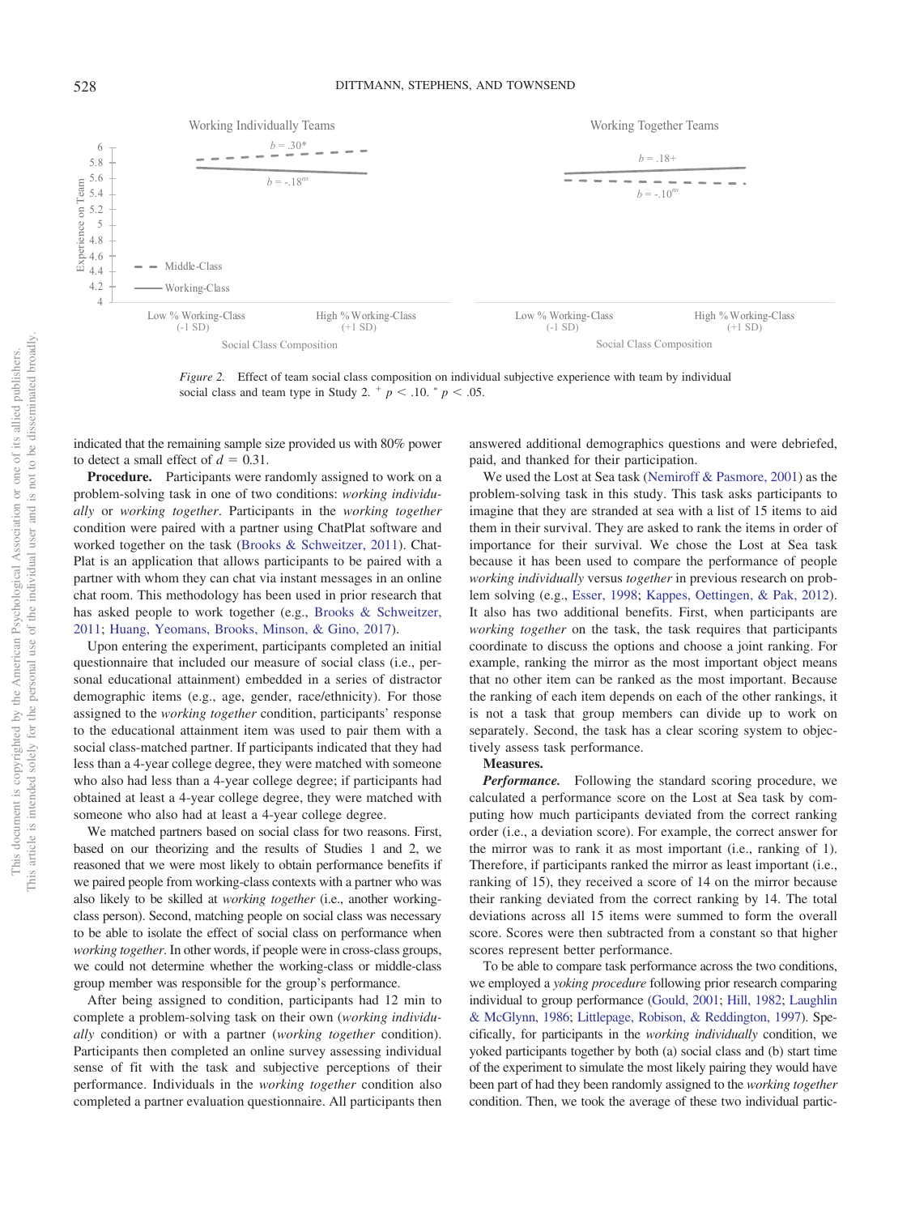*Figure 2.* Effect of team social class composition on individual subjective experience with team by individual social class and team type in Study 2. $^{+}$ $p < .10$. $^{*}$ $p < .05$.

indicated that the remaining sample size provided us with 80% power to detect a small effect of $d = 0.31$.

**Procedure.** Participants were randomly assigned to work on a problem-solving task in one of two conditions: *working individually* or *working together*. Participants in the *working together* condition were paired with a partner using ChatPlat software and worked together on the task (Brooks & Schweitzer, 2011). ChatPlat is an application that allows participants to be paired with a partner with whom they can chat via instant messages in an online chat room. This methodology has been used in prior research that has asked people to work together (e.g., Brooks & Schweitzer, 2011; Huang, Yeomans, Brooks, Minson, & Gino, 2017).

Upon entering the experiment, participants completed an initial questionnaire that included our measure of social class (i.e., personal educational attainment) embedded in a series of distractor demographic items (e.g., age, gender, race/ethnicity). For those assigned to the *working together* condition, participants' response to the educational attainment item was used to pair them with a social class-matched partner. If participants indicated that they had less than a 4-year college degree, they were matched with someone who also had less than a 4-year college degree; if participants had obtained at least a 4-year college degree, they were matched with someone who also had at least a 4-year college degree.

We matched partners based on social class for two reasons. First, based on our theorizing and the results of Studies 1 and 2, we reasoned that we were most likely to obtain performance benefits if we paired people from working-class contexts with a partner who was also likely to be skilled at *working together* (i.e., another working-class person). Second, matching people on social class was necessary to be able to isolate the effect of social class on performance when *working together*. In other words, if people were in cross-class groups, we could not determine whether the working-class or middle-class group member was responsible for the group's performance.

After being assigned to condition, participants had 12 min to complete a problem-solving task on their own (*working individually* condition) or with a partner (*working together* condition). Participants then completed an online survey assessing individual sense of fit with the task and subjective perceptions of their performance. Individuals in the *working together* condition also completed a partner evaluation questionnaire. All participants then answered additional demographics questions and were debriefed, paid, and thanked for their participation.

We used the Lost at Sea task (Nemiroff & Pasmore, 2001) as the problem-solving task in this study. This task asks participants to imagine that they are stranded at sea with a list of 15 items to aid them in their survival. They are asked to rank the items in order of importance for their survival. We chose the Lost at Sea task because it has been used to compare the performance of people *working individually* versus *together* in previous research on problem solving (e.g., Esser, 1998; Kappes, Oettingen, & Pak, 2012). It also has two additional benefits. First, when participants are *working together* on the task, the task requires that participants coordinate to discuss the options and choose a joint ranking. For example, ranking the mirror as the most important object means that no other item can be ranked as the most important. Because the ranking of each item depends on each of the other rankings, it is not a task that group members can divide up to work on separately. Second, the task has a clear scoring system to objectively assess task performance.

**Measures.**

***Performance.*** Following the standard scoring procedure, we calculated a performance score on the Lost at Sea task by computing how much participants deviated from the correct ranking order (i.e., a deviation score). For example, the correct answer for the mirror was to rank it as most important (i.e., ranking of 1). Therefore, if participants ranked the mirror as least important (i.e., ranking of 15), they received a score of 14 on the mirror because their ranking deviated from the correct ranking by 14. The total deviations across all 15 items were summed to form the overall score. Scores were then subtracted from a constant so that higher scores represent better performance.

To be able to compare task performance across the two conditions, we employed a *yoking procedure* following prior research comparing individual to group performance (Gould, 2001; Hill, 1982; Laughlin & McGlynn, 1986; Littlepage, Robison, & Reddington, 1997). Specifically, for participants in the *working individually* condition, we yoked participants together by both (a) social class and (b) start time of the experiment to simulate the most likely pairing they would have been part of had they been randomly assigned to the *working together* condition. Then, we took the average of these two individual partic-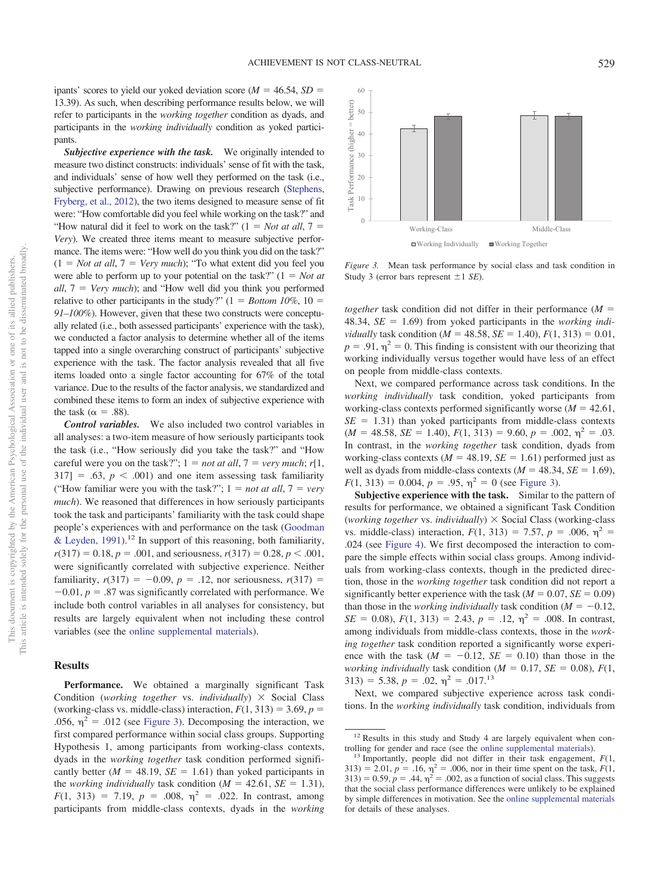ipants' scores to yield our yoked deviation score ($M$ = 46.54, $SD$ = 13.39). As such, when describing performance results below, we will refer to participants in the *working together* condition as dyads, and participants in the *working individually* condition as yoked participants.

***Subjective experience with the task.*** We originally intended to measure two distinct constructs: individuals' sense of fit with the task, and individuals' sense of how well they performed on the task (i.e., subjective performance). Drawing on previous research (Stephens, Fryberg, et al., 2012), the two items designed to measure sense of fit were: "How comfortable did you feel while working on the task?" and "How natural did it feel to work on the task?" (1 = *Not at all*, 7 = *Very*). We created three items meant to measure subjective performance. The items were: "How well do you think you did on the task?" (1 = *Not at all*, 7 = *Very much*); "To what extent did you feel you were able to perform up to your potential on the task?" (1 = *Not at all*, 7 = *Very much*); and "How well did you think you performed relative to other participants in the study?" (1 = *Bottom 10%*, 10 = *91–100%*). However, given that these two constructs were conceptually related (i.e., both assessed participants' experience with the task), we conducted a factor analysis to determine whether all of the items tapped into a single overarching construct of participants' subjective experience with the task. The factor analysis revealed that all five items loaded onto a single factor accounting for 67% of the total variance. Due to the results of the factor analysis, we standardized and combined these items to form an index of subjective experience with the task ($\alpha$ = .88).

***Control variables.*** We also included two control variables in all analyses: a two-item measure of how seriously participants took the task (i.e., "How seriously did you take the task?" and "How careful were you on the task?"; 1 = *not at all*, 7 = *very much*; $r[1, 317]$ = .63, $p$ < .001) and one item assessing task familiarity ("How familiar were you with the task?"; 1 = *not at all*, 7 = *very much*). We reasoned that differences in how seriously participants took the task and participants' familiarity with the task could shape people's experiences with and performance on the task (Goodman & Leyden, 1991).[12] In support of this reasoning, both familiarity, $r(317) = 0.18$, $p = .001$, and seriousness, $r(317) = 0.28$, $p < .001$, were significantly correlated with subjective experience. Neither familiarity, $r(317) = -0.09$, $p = .12$, nor seriousness, $r(317) = -0.01$, $p = .87$ was significantly correlated with performance. We include both control variables in all analyses for consistency, but results are largely equivalent when not including these control variables (see the online supplemental materials).

## Results

**Performance.** We obtained a marginally significant Task Condition (*working together* vs. *individually*) × Social Class (working-class vs. middle-class) interaction, $F(1, 313) = 3.69$, $p$ = .056, $\eta^2$ = .012 (see Figure 3). Decomposing the interaction, we first compared performance within social class groups. Supporting Hypothesis 1, among participants from working-class contexts, dyads in the *working together* task condition performed significantly better ($M$ = 48.19, $SE$ = 1.61) than yoked participants in the *working individually* task condition ($M$ = 42.61, $SE$ = 1.31), $F(1, 313) = 7.19$, $p$ = .008, $\eta^2$ = .022. In contrast, among participants from middle-class contexts, dyads in the *working together* task condition did not differ in their performance ($M$ = 48.34, $SE$ = 1.69) from yoked participants in the *working individually* task condition ($M$ = 48.58, $SE$ = 1.40), $F(1, 313) = 0.01$, $p$ = .91, $\eta^2$ = 0. This finding is consistent with our theorizing that working individually versus together would have less of an effect on people from middle-class contexts.

Figure 3. Mean task performance by social class and task condition in Study 3 (error bars represent ±1 $SE$).

Next, we compared performance across task conditions. In the *working individually* task condition, yoked participants from working-class contexts performed significantly worse ($M$ = 42.61, $SE$ = 1.31) than yoked participants from middle-class contexts ($M$ = 48.58, $SE$ = 1.40), $F(1, 313) = 9.60$, $p$ = .002, $\eta^2$ = .03. In contrast, in the *working together* task condition, dyads from working-class contexts ($M$ = 48.19, $SE$ = 1.61) performed just as well as dyads from middle-class contexts ($M$ = 48.34, $SE$ = 1.69), $F(1, 313) = 0.004$, $p$ = .95, $\eta^2$ = 0 (see Figure 3).

**Subjective experience with the task.** Similar to the pattern of results for performance, we obtained a significant Task Condition (*working together* vs. *individually*) × Social Class (working-class vs. middle-class) interaction, $F(1, 313) = 7.57$, $p$ = .006, $\eta^2$ = .024 (see Figure 4). We first decomposed the interaction to compare the simple effects within social class groups. Among individuals from working-class contexts, though in the predicted direction, those in the *working together* task condition did not report a significantly better experience with the task ($M$ = 0.07, $SE$ = 0.09) than those in the *working individually* task condition ($M$ = −0.12, $SE$ = 0.08), $F(1, 313) = 2.43$, $p$ = .12, $\eta^2$ = .008. In contrast, among individuals from middle-class contexts, those in the *working together* task condition reported a significantly worse experience with the task ($M$ = −0.12, $SE$ = 0.10) than those in the *working individually* task condition ($M$ = 0.17, $SE$ = 0.08), $F(1, 313) = 5.38$, $p$ = .02, $\eta^2$ = .017.[13]

Next, we compared subjective experience across task conditions. In the *working individually* task condition, individuals from

---

[12] Results in this study and Study 4 are largely equivalent when controlling for gender and race (see the online supplemental materials).

[13] Importantly, people did not differ in their task engagement, $F(1, 313) = 2.01$, $p$ = .16, $\eta^2$ = .006, nor in their time spent on the task, $F(1, 313) = 0.59$, $p$ = .44, $\eta^2$ = .002, as a function of social class. This suggests that the social class performance differences were unlikely to be explained by simple differences in motivation. See the online supplemental materials for details of these analyses.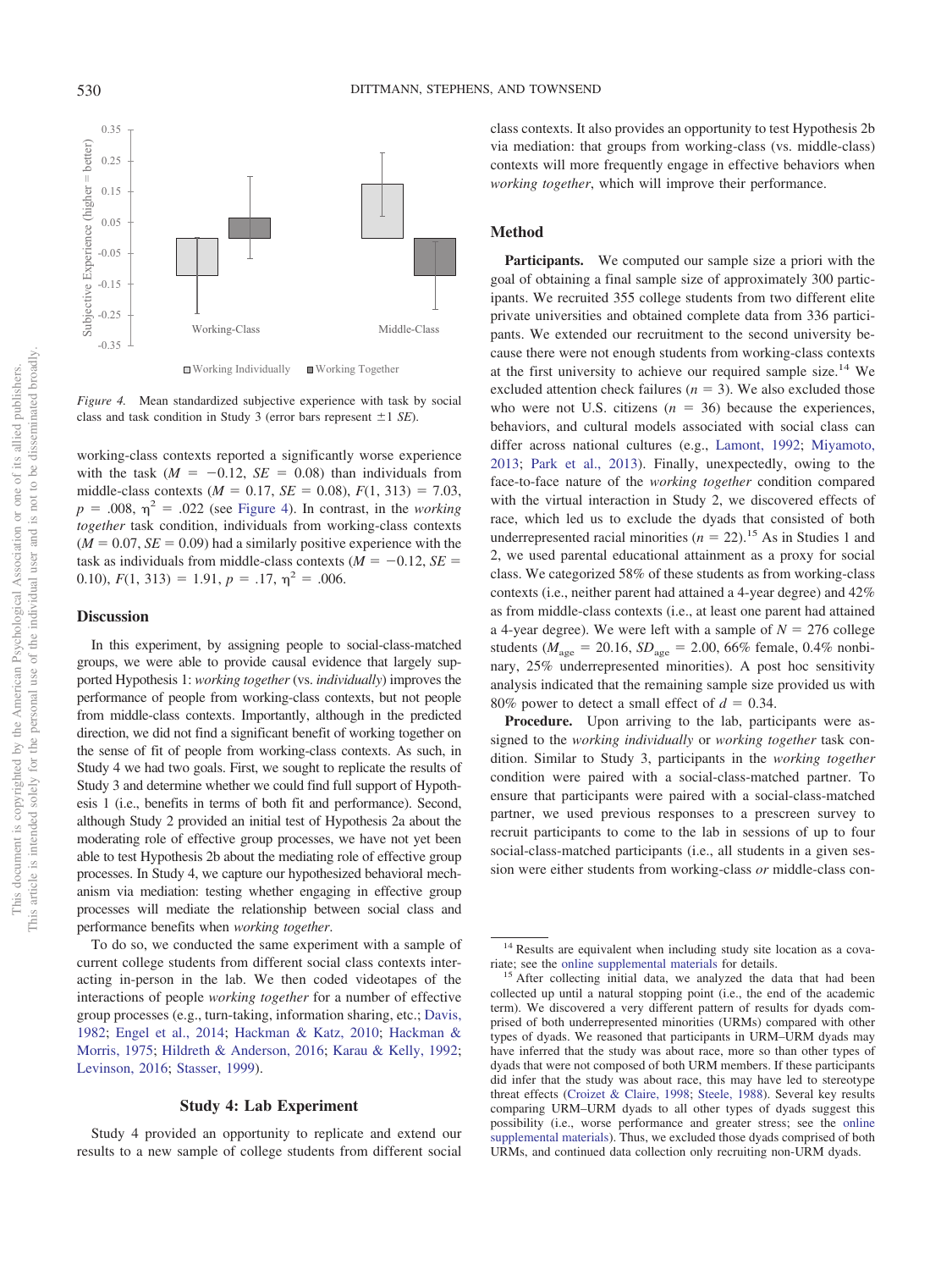*Figure 4.* Mean standardized subjective experience with task by social class and task condition in Study 3 (error bars represent ±1 *SE*).

working-class contexts reported a significantly worse experience with the task ($M = -0.12$, $SE = 0.08$) than individuals from middle-class contexts ($M = 0.17$, $SE = 0.08$), $F(1, 313) = 7.03$, $p = .008$, $\eta^2 = .022$ (see Figure 4). In contrast, in the *working together* task condition, individuals from working-class contexts ($M = 0.07$, $SE = 0.09$) had a similarly positive experience with the task as individuals from middle-class contexts ($M = -0.12$, $SE = 0.10$), $F(1, 313) = 1.91$, $p = .17$, $\eta^2 = .006$.

## Discussion

In this experiment, by assigning people to social-class-matched groups, we were able to provide causal evidence that largely supported Hypothesis 1: *working together* (vs. *individually*) improves the performance of people from working-class contexts, but not people from middle-class contexts. Importantly, although in the predicted direction, we did not find a significant benefit of working together on the sense of fit of people from working-class contexts. As such, in Study 4 we had two goals. First, we sought to replicate the results of Study 3 and determine whether we could find full support of Hypothesis 1 (i.e., benefits in terms of both fit and performance). Second, although Study 2 provided an initial test of Hypothesis 2a about the moderating role of effective group processes, we have not yet been able to test Hypothesis 2b about the mediating role of effective group processes. In Study 4, we capture our hypothesized behavioral mechanism via mediation: testing whether engaging in effective group processes will mediate the relationship between social class and performance benefits when *working together*.

To do so, we conducted the same experiment with a sample of current college students from different social class contexts interacting in-person in the lab. We then coded videotapes of the interactions of people *working together* for a number of effective group processes (e.g., turn-taking, information sharing, etc.; Davis, 1982; Engel et al., 2014; Hackman & Katz, 2010; Hackman & Morris, 1975; Hildreth & Anderson, 2016; Karau & Kelly, 1992; Levinson, 2016; Stasser, 1999).

## Study 4: Lab Experiment

Study 4 provided an opportunity to replicate and extend our results to a new sample of college students from different social class contexts. It also provides an opportunity to test Hypothesis 2b via mediation: that groups from working-class (vs. middle-class) contexts will more frequently engage in effective behaviors when *working together*, which will improve their performance.

### Method

**Participants.** We computed our sample size a priori with the goal of obtaining a final sample size of approximately 300 participants. We recruited 355 college students from two different elite private universities and obtained complete data from 336 participants. We extended our recruitment to the second university because there were not enough students from working-class contexts at the first university to achieve our required sample size.[14] We excluded attention check failures ($n = 3$). We also excluded those who were not U.S. citizens ($n = 36$) because the experiences, behaviors, and cultural models associated with social class can differ across national cultures (e.g., Lamont, 1992; Miyamoto, 2013; Park et al., 2013). Finally, unexpectedly, owing to the face-to-face nature of the *working together* condition compared with the virtual interaction in Study 2, we discovered effects of race, which led us to exclude the dyads that consisted of both underrepresented racial minorities ($n = 22$).[15] As in Studies 1 and 2, we used parental educational attainment as a proxy for social class. We categorized 58% of these students as from working-class contexts (i.e., neither parent had attained a 4-year degree) and 42% as from middle-class contexts (i.e., at least one parent had attained a 4-year degree). We were left with a sample of $N = 276$ college students ($M_{age} = 20.16$, $SD_{age} = 2.00$, 66% female, 0.4% nonbinary, 25% underrepresented minorities). A post hoc sensitivity analysis indicated that the remaining sample size provided us with 80% power to detect a small effect of $d = 0.34$.

**Procedure.** Upon arriving to the lab, participants were assigned to the *working individually* or *working together* task condition. Similar to Study 3, participants in the *working together* condition were paired with a social-class-matched partner. To ensure that participants were paired with a social-class-matched partner, we used previous responses to a prescreen survey to recruit participants to come to the lab in sessions of up to four social-class-matched participants (i.e., all students in a given session were either students from working-class *or* middle-class con-

[14] Results are equivalent when including study site location as a covariate; see the online supplemental materials for details.

[15] After collecting initial data, we analyzed the data that had been collected up until a natural stopping point (i.e., the end of the academic term). We discovered a very different pattern of results for dyads comprised of both underrepresented minorities (URMs) compared with other types of dyads. We reasoned that participants in URM–URM dyads may have inferred that the study was about race, more so than other types of dyads that were not composed of both URM members. If these participants did infer that the study was about race, this may have led to stereotype threat effects (Croizet & Claire, 1998; Steele, 1988). Several key results comparing URM–URM dyads to all other types of dyads suggest this possibility (i.e., worse performance and greater stress; see the online supplemental materials). Thus, we excluded those dyads comprised of both URMs, and continued data collection only recruiting non-URM dyads.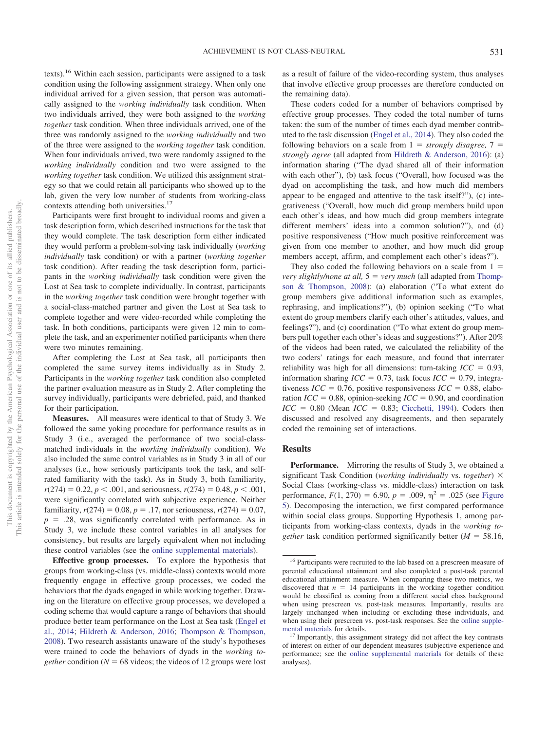texts).[16] Within each session, participants were assigned to a task condition using the following assignment strategy. When only one individual arrived for a given session, that person was automatically assigned to the *working individually* task condition. When two individuals arrived, they were both assigned to the *working together* task condition. When three individuals arrived, one of the three was randomly assigned to the *working individually* and two of the three were assigned to the *working together* task condition. When four individuals arrived, two were randomly assigned to the *working individually* condition and two were assigned to the *working together* task condition. We utilized this assignment strategy so that we could retain all participants who showed up to the lab, given the very low number of students from working-class contexts attending both universities.[17]

Participants were first brought to individual rooms and given a task description form, which described instructions for the task that they would complete. The task description form either indicated they would perform a problem-solving task individually (*working individually* task condition) or with a partner (*working together* task condition). After reading the task description form, participants in the *working individually* task condition were given the Lost at Sea task to complete individually. In contrast, participants in the *working together* task condition were brought together with a social-class-matched partner and given the Lost at Sea task to complete together and were video-recorded while completing the task. In both conditions, participants were given 12 min to complete the task, and an experimenter notified participants when there were two minutes remaining.

After completing the Lost at Sea task, all participants then completed the same survey items individually as in Study 2. Participants in the *working together* task condition also completed the partner evaluation measure as in Study 2. After completing the survey individually, participants were debriefed, paid, and thanked for their participation.

**Measures.** All measures were identical to that of Study 3. We followed the same yoking procedure for performance results as in Study 3 (i.e., averaged the performance of two social-class-matched individuals in the *working individually* condition). We also included the same control variables as in Study 3 in all of our analyses (i.e., how seriously participants took the task, and self-rated familiarity with the task). As in Study 3, both familiarity, $r(274) = 0.22$, $p < .001$, and seriousness, $r(274) = 0.48$, $p < .001$, were significantly correlated with subjective experience. Neither familiarity, $r(274) = 0.08$, $p = .17$, nor seriousness, $r(274) = 0.07$, $p = .28$, was significantly correlated with performance. As in Study 3, we include these control variables in all analyses for consistency, but results are largely equivalent when not including these control variables (see the online supplemental materials).

**Effective group processes.** To explore the hypothesis that groups from working-class (vs. middle-class) contexts would more frequently engage in effective group processes, we coded the behaviors that the dyads engaged in while working together. Drawing on the literature on effective group processes, we developed a coding scheme that would capture a range of behaviors that should produce better team performance on the Lost at Sea task (Engel et al., 2014; Hildreth & Anderson, 2016; Thompson & Thompson, 2008). Two research assistants unaware of the study's hypotheses were trained to code the behaviors of dyads in the *working together* condition ($N = 68$ videos; the videos of 12 groups were lost as a result of failure of the video-recording system, thus analyses that involve effective group processes are therefore conducted on the remaining data).

These coders coded for a number of behaviors comprised by effective group processes. They coded the total number of turns taken: the sum of the number of times each dyad member contributed to the task discussion (Engel et al., 2014). They also coded the following behaviors on a scale from 1 = *strongly disagree,* 7 = *strongly agree* (all adapted from Hildreth & Anderson, 2016): (a) information sharing ("The dyad shared all of their information with each other"), (b) task focus ("Overall, how focused was the dyad on accomplishing the task, and how much did members appear to be engaged and attentive to the task itself?"), (c) integrativeness ("Overall, how much did group members build upon each other's ideas, and how much did group members integrate different members' ideas into a common solution?"), and (d) positive responsiveness ("How much positive reinforcement was given from one member to another, and how much did group members accept, affirm, and complement each other's ideas?").

They also coded the following behaviors on a scale from 1 = *very slightly/none at all,* 5 = *very much* (all adapted from Thompson & Thompson, 2008): (a) elaboration ("To what extent do group members give additional information such as examples, rephrasing, and implications?"), (b) opinion seeking ("To what extent do group members clarify each other's attitudes, values, and feelings?"), and (c) coordination ("To what extent do group members pull together each other's ideas and suggestions?"). After 20% of the videos had been rated, we calculated the reliability of the two coders' ratings for each measure, and found that interrater reliability was high for all dimensions: turn-taking $ICC = 0.93$, information sharing $ICC = 0.73$, task focus $ICC = 0.79$, integrativeness $ICC = 0.76$, positive responsiveness $ICC = 0.88$, elaboration $ICC = 0.88$, opinion-seeking $ICC = 0.90$, and coordination $ICC = 0.80$ (Mean $ICC = 0.83$; Cicchetti, 1994). Coders then discussed and resolved any disagreements, and then separately coded the remaining set of interactions.

## Results

**Performance.** Mirroring the results of Study 3, we obtained a significant Task Condition (*working individually* vs. *together*) × Social Class (working-class vs. middle-class) interaction on task performance, $F(1, 270) = 6.90$, $p = .009$, $\eta^2 = .025$ (see Figure 5). Decomposing the interaction, we first compared performance within social class groups. Supporting Hypothesis 1, among participants from working-class contexts, dyads in the *working together* task condition performed significantly better ($M = 58.16$,

[16] Participants were recruited to the lab based on a prescreen measure of parental educational attainment and also completed a post-task parental educational attainment measure. When comparing these two metrics, we discovered that $n = 14$ participants in the working together condition would be classified as coming from a different social class background when using prescreen vs. post-task measures. Importantly, results are largely unchanged when including or excluding these individuals, and when using their prescreen vs. post-task responses. See the online supplemental materials for details.

[17] Importantly, this assignment strategy did not affect the key contrasts of interest on either of our dependent measures (subjective experience and performance; see the online supplemental materials for details of these analyses).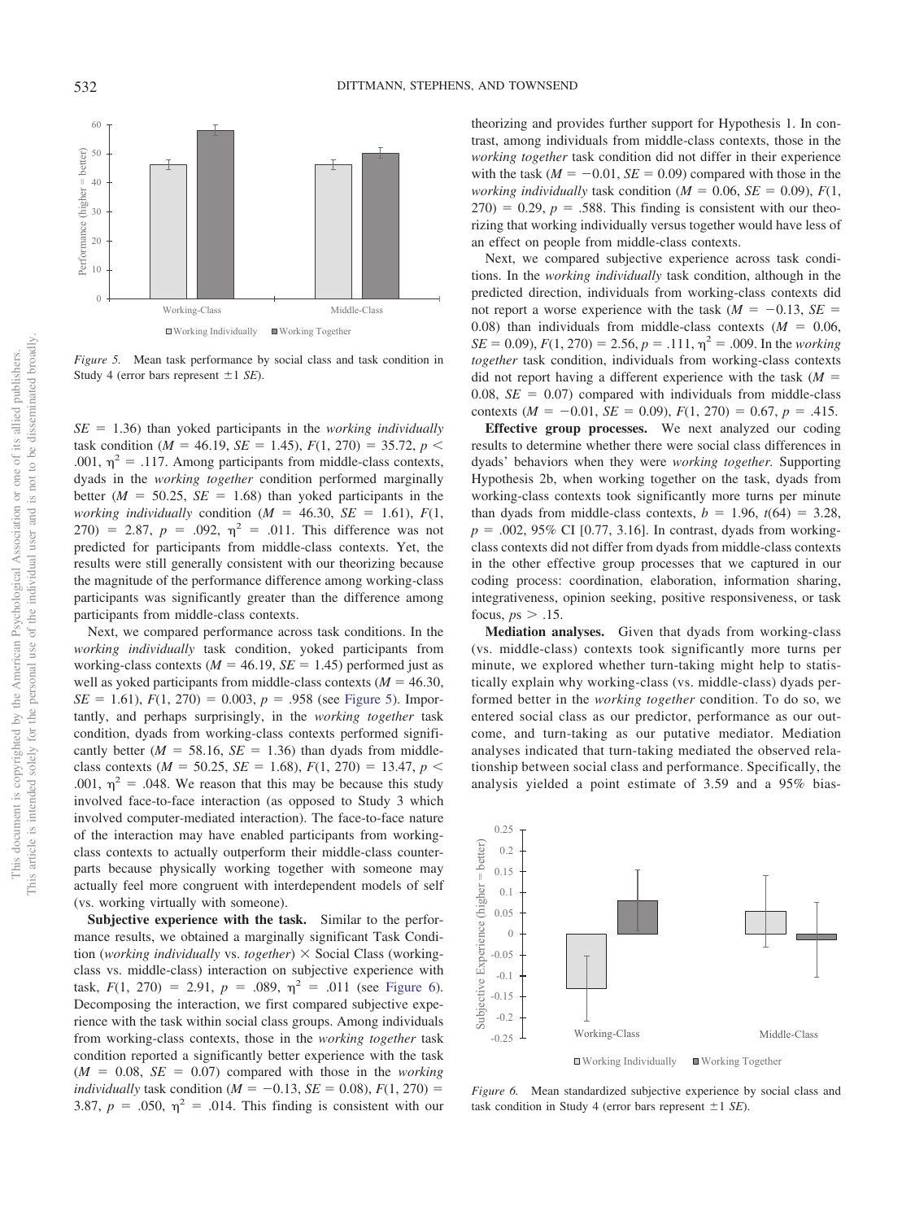*Figure 5.* Mean task performance by social class and task condition in Study 4 (error bars represent ±1 *SE*).

$SE = 1.36$) than yoked participants in the *working individually* task condition ($M = 46.19$, $SE = 1.45$), $F(1, 270) = 35.72$, $p < .001$, $\eta^2 = .117$. Among participants from middle-class contexts, dyads in the *working together* condition performed marginally better ($M = 50.25$, $SE = 1.68$) than yoked participants in the *working individually* condition ($M = 46.30$, $SE = 1.61$), $F(1, 270) = 2.87$, $p = .092$, $\eta^2 = .011$. This difference was not predicted for participants from middle-class contexts. Yet, the results were still generally consistent with our theorizing because the magnitude of the performance difference among working-class participants was significantly greater than the difference among participants from middle-class contexts.

Next, we compared performance across task conditions. In the *working individually* task condition, yoked participants from working-class contexts ($M = 46.19$, $SE = 1.45$) performed just as well as yoked participants from middle-class contexts ($M = 46.30$, $SE = 1.61$), $F(1, 270) = 0.003$, $p = .958$ (see Figure 5). Importantly, and perhaps surprisingly, in the *working together* task condition, dyads from working-class contexts performed significantly better ($M = 58.16$, $SE = 1.36$) than dyads from middle-class contexts ($M = 50.25$, $SE = 1.68$), $F(1, 270) = 13.47$, $p < .001$, $\eta^2 = .048$. We reason that this may be because this study involved face-to-face interaction (as opposed to Study 3 which involved computer-mediated interaction). The face-to-face nature of the interaction may have enabled participants from working-class contexts to actually outperform their middle-class counterparts because physically working together with someone may actually feel more congruent with interdependent models of self (vs. working virtually with someone).

**Subjective experience with the task.** Similar to the performance results, we obtained a marginally significant Task Condition (*working individually* vs. *together*) × Social Class (working-class vs. middle-class) interaction on subjective experience with task, $F(1, 270) = 2.91$, $p = .089$, $\eta^2 = .011$ (see Figure 6). Decomposing the interaction, we first compared subjective experience with the task within social class groups. Among individuals from working-class contexts, those in the *working together* task condition reported a significantly better experience with the task ($M = 0.08$, $SE = 0.07$) compared with those in the *working individually* task condition ($M = -0.13$, $SE = 0.08$), $F(1, 270) = 3.87$, $p = .050$, $\eta^2 = .014$. This finding is consistent with our theorizing and provides further support for Hypothesis 1. In contrast, among individuals from middle-class contexts, those in the *working together* task condition did not differ in their experience with the task ($M = -0.01$, $SE = 0.09$) compared with those in the *working individually* task condition ($M = 0.06$, $SE = 0.09$), $F(1, 270) = 0.29$, $p = .588$. This finding is consistent with our theorizing that working individually versus together would have less of an effect on people from middle-class contexts.

Next, we compared subjective experience across task conditions. In the *working individually* task condition, although in the predicted direction, individuals from working-class contexts did not report a worse experience with the task ($M = -0.13$, $SE = 0.08$) than individuals from middle-class contexts ($M = 0.06$, $SE = 0.09$), $F(1, 270) = 2.56$, $p = .111$, $\eta^2 = .009$. In the *working together* task condition, individuals from working-class contexts did not report having a different experience with the task ($M = 0.08$, $SE = 0.07$) compared with individuals from middle-class contexts ($M = -0.01$, $SE = 0.09$), $F(1, 270) = 0.67$, $p = .415$.

**Effective group processes.** We next analyzed our coding results to determine whether there were social class differences in dyads' behaviors when they were *working together*. Supporting Hypothesis 2b, when working together on the task, dyads from working-class contexts took significantly more turns per minute than dyads from middle-class contexts, $b = 1.96$, $t(64) = 3.28$, $p = .002$, 95% CI [0.77, 3.16]. In contrast, dyads from working-class contexts did not differ from dyads from middle-class contexts in the other effective group processes that we captured in our coding process: coordination, elaboration, information sharing, integrativeness, opinion seeking, positive responsiveness, or task focus, $ps > .15$.

**Mediation analyses.** Given that dyads from working-class (vs. middle-class) contexts took significantly more turns per minute, we explored whether turn-taking might help to statistically explain why working-class (vs. middle-class) dyads performed better in the *working together* condition. To do so, we entered social class as our predictor, performance as our outcome, and turn-taking as our putative mediator. Mediation analyses indicated that turn-taking mediated the observed relationship between social class and performance. Specifically, the analysis yielded a point estimate of 3.59 and a 95% bias-

*Figure 6.* Mean standardized subjective experience by social class and task condition in Study 4 (error bars represent ±1 *SE*).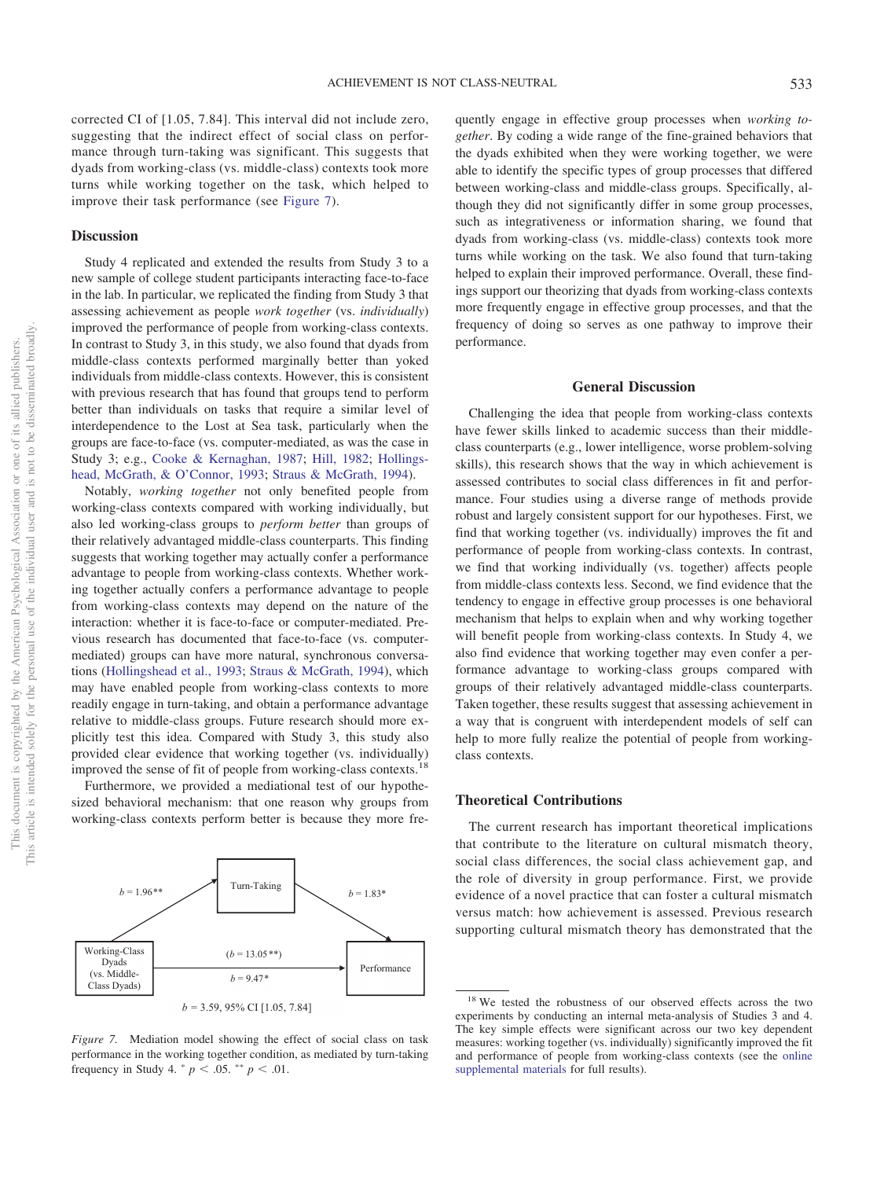corrected CI of [1.05, 7.84]. This interval did not include zero, suggesting that the indirect effect of social class on performance through turn-taking was significant. This suggests that dyads from working-class (vs. middle-class) contexts took more turns while working together on the task, which helped to improve their task performance (see Figure 7).

### Discussion

Study 4 replicated and extended the results from Study 3 to a new sample of college student participants interacting face-to-face in the lab. In particular, we replicated the finding from Study 3 that assessing achievement as people *work together* (vs. *individually*) improved the performance of people from working-class contexts. In contrast to Study 3, in this study, we also found that dyads from middle-class contexts performed marginally better than yoked individuals from middle-class contexts. However, this is consistent with previous research that has found that groups tend to perform better than individuals on tasks that require a similar level of interdependence to the Lost at Sea task, particularly when the groups are face-to-face (vs. computer-mediated, as was the case in Study 3; e.g., Cooke & Kernaghan, 1987; Hill, 1982; Hollingshead, McGrath, & O'Connor, 1993; Straus & McGrath, 1994).

Notably, *working together* not only benefited people from working-class contexts compared with working individually, but also led working-class groups to *perform better* than groups of their relatively advantaged middle-class counterparts. This finding suggests that working together may actually confer a performance advantage to people from working-class contexts. Whether working together actually confers a performance advantage to people from working-class contexts may depend on the nature of the interaction: whether it is face-to-face or computer-mediated. Previous research has documented that face-to-face (vs. computer-mediated) groups can have more natural, synchronous conversations (Hollingshead et al., 1993; Straus & McGrath, 1994), which may have enabled people from working-class contexts to more readily engage in turn-taking, and obtain a performance advantage relative to middle-class groups. Future research should more explicitly test this idea. Compared with Study 3, this study also provided clear evidence that working together (vs. individually) improved the sense of fit of people from working-class contexts.[18]

Furthermore, we provided a mediational test of our hypothesized behavioral mechanism: that one reason why groups from working-class contexts perform better is because they more frequently engage in effective group processes when *working together*. By coding a wide range of the fine-grained behaviors that the dyads exhibited when they were working together, we were able to identify the specific types of group processes that differed between working-class and middle-class groups. Specifically, although they did not significantly differ in some group processes, such as integrativeness or information sharing, we found that dyads from working-class (vs. middle-class) contexts took more turns while working on the task. We also found that turn-taking helped to explain their improved performance. Overall, these findings support our theorizing that dyads from working-class contexts more frequently engage in effective group processes, and that the frequency of doing so serves as one pathway to improve their performance.

Working-Class Dyads (vs. Middle-Class Dyads) → Turn-Taking: $b = 1.96^{**}$

Turn-Taking → Performance: $b = 1.83^{*}$

Working-Class Dyads (vs. Middle-Class Dyads) → Performance: ($b = 13.05^{**}$), $b = 9.47^{*}$

$b = 3.59$, 95% CI [1.05, 7.84]

*Figure 7.* Mediation model showing the effect of social class on task performance in the working together condition, as mediated by turn-taking frequency in Study 4. $^{*}\ p < .05$. $^{**}\ p < .01$.

## General Discussion

Challenging the idea that people from working-class contexts have fewer skills linked to academic success than their middle-class counterparts (e.g., lower intelligence, worse problem-solving skills), this research shows that the way in which achievement is assessed contributes to social class differences in fit and performance. Four studies using a diverse range of methods provide robust and largely consistent support for our hypotheses. First, we find that working together (vs. individually) improves the fit and performance of people from working-class contexts. In contrast, we find that working individually (vs. together) affects people from middle-class contexts less. Second, we find evidence that the tendency to engage in effective group processes is one behavioral mechanism that helps to explain when and why working together will benefit people from working-class contexts. In Study 4, we also find evidence that working together may even confer a performance advantage to working-class groups compared with groups of their relatively advantaged middle-class counterparts. Taken together, these results suggest that assessing achievement in a way that is congruent with interdependent models of self can help to more fully realize the potential of people from working-class contexts.

### Theoretical Contributions

The current research has important theoretical implications that contribute to the literature on cultural mismatch theory, social class differences, the social class achievement gap, and the role of diversity in group performance. First, we provide evidence of a novel practice that can foster a cultural mismatch versus match: how achievement is assessed. Previous research supporting cultural mismatch theory has demonstrated that the

[18] We tested the robustness of our observed effects across the two experiments by conducting an internal meta-analysis of Studies 3 and 4. The key simple effects were significant across our two key dependent measures: working together (vs. individually) significantly improved the fit and performance of people from working-class contexts (see the online supplemental materials for full results).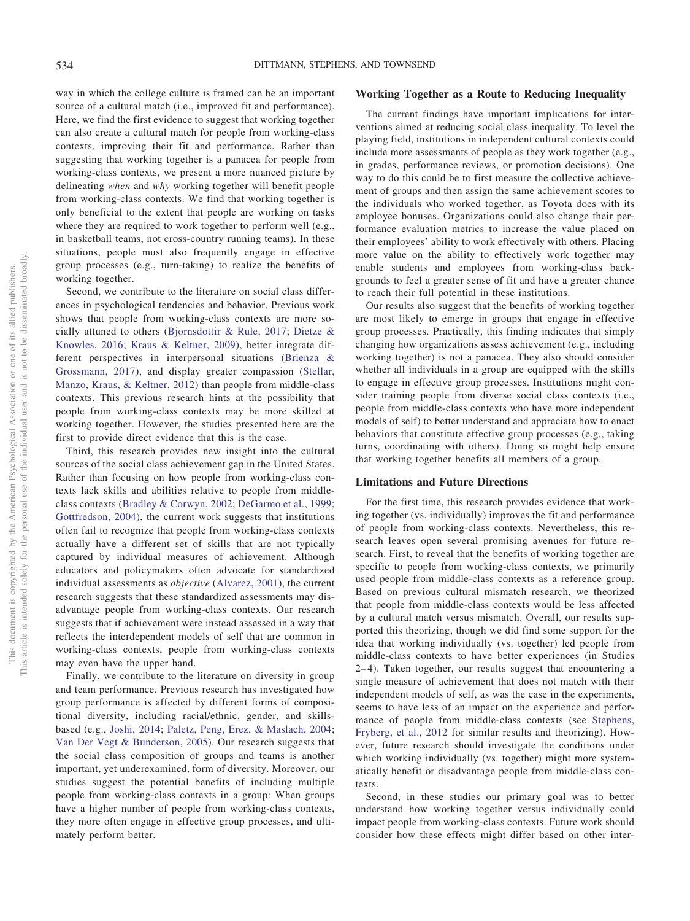way in which the college culture is framed can be an important source of a cultural match (i.e., improved fit and performance). Here, we find the first evidence to suggest that working together can also create a cultural match for people from working-class contexts, improving their fit and performance. Rather than suggesting that working together is a panacea for people from working-class contexts, we present a more nuanced picture by delineating *when* and *why* working together will benefit people from working-class contexts. We find that working together is only beneficial to the extent that people are working on tasks where they are required to work together to perform well (e.g., in basketball teams, not cross-country running teams). In these situations, people must also frequently engage in effective group processes (e.g., turn-taking) to realize the benefits of working together.

Second, we contribute to the literature on social class differences in psychological tendencies and behavior. Previous work shows that people from working-class contexts are more socially attuned to others (Bjornsdottir & Rule, 2017; Dietze & Knowles, 2016; Kraus & Keltner, 2009), better integrate different perspectives in interpersonal situations (Brienza & Grossmann, 2017), and display greater compassion (Stellar, Manzo, Kraus, & Keltner, 2012) than people from middle-class contexts. This previous research hints at the possibility that people from working-class contexts may be more skilled at working together. However, the studies presented here are the first to provide direct evidence that this is the case.

Third, this research provides new insight into the cultural sources of the social class achievement gap in the United States. Rather than focusing on how people from working-class contexts lack skills and abilities relative to people from middle-class contexts (Bradley & Corwyn, 2002; DeGarmo et al., 1999; Gottfredson, 2004), the current work suggests that institutions often fail to recognize that people from working-class contexts actually have a different set of skills that are not typically captured by individual measures of achievement. Although educators and policymakers often advocate for standardized individual assessments as *objective* (Alvarez, 2001), the current research suggests that these standardized assessments may disadvantage people from working-class contexts. Our research suggests that if achievement were instead assessed in a way that reflects the interdependent models of self that are common in working-class contexts, people from working-class contexts may even have the upper hand.

Finally, we contribute to the literature on diversity in group and team performance. Previous research has investigated how group performance is affected by different forms of compositional diversity, including racial/ethnic, gender, and skills-based (e.g., Joshi, 2014; Paletz, Peng, Erez, & Maslach, 2004; Van Der Vegt & Bunderson, 2005). Our research suggests that the social class composition of groups and teams is another important, yet underexamined, form of diversity. Moreover, our studies suggest the potential benefits of including multiple people from working-class contexts in a group: When groups have a higher number of people from working-class contexts, they more often engage in effective group processes, and ultimately perform better.

## Working Together as a Route to Reducing Inequality

The current findings have important implications for interventions aimed at reducing social class inequality. To level the playing field, institutions in independent cultural contexts could include more assessments of people as they work together (e.g., in grades, performance reviews, or promotion decisions). One way to do this could be to first measure the collective achievement of groups and then assign the same achievement scores to the individuals who worked together, as Toyota does with its employee bonuses. Organizations could also change their performance evaluation metrics to increase the value placed on their employees' ability to work effectively with others. Placing more value on the ability to effectively work together may enable students and employees from working-class backgrounds to feel a greater sense of fit and have a greater chance to reach their full potential in these institutions.

Our results also suggest that the benefits of working together are most likely to emerge in groups that engage in effective group processes. Practically, this finding indicates that simply changing how organizations assess achievement (e.g., including working together) is not a panacea. They also should consider whether all individuals in a group are equipped with the skills to engage in effective group processes. Institutions might consider training people from diverse social class contexts (i.e., people from middle-class contexts who have more independent models of self) to better understand and appreciate how to enact behaviors that constitute effective group processes (e.g., taking turns, coordinating with others). Doing so might help ensure that working together benefits all members of a group.

## Limitations and Future Directions

For the first time, this research provides evidence that working together (vs. individually) improves the fit and performance of people from working-class contexts. Nevertheless, this research leaves open several promising avenues for future research. First, to reveal that the benefits of working together are specific to people from working-class contexts, we primarily used people from middle-class contexts as a reference group. Based on previous cultural mismatch research, we theorized that people from middle-class contexts would be less affected by a cultural match versus mismatch. Overall, our results supported this theorizing, though we did find some support for the idea that working individually (vs. together) led people from middle-class contexts to have better experiences (in Studies 2–4). Taken together, our results suggest that encountering a single measure of achievement that does not match with their independent models of self, as was the case in the experiments, seems to have less of an impact on the experience and performance of people from middle-class contexts (see Stephens, Fryberg, et al., 2012 for similar results and theorizing). However, future research should investigate the conditions under which working individually (vs. together) might more systematically benefit or disadvantage people from middle-class contexts.

Second, in these studies our primary goal was to better understand how working together versus individually could impact people from working-class contexts. Future work should consider how these effects might differ based on other inter-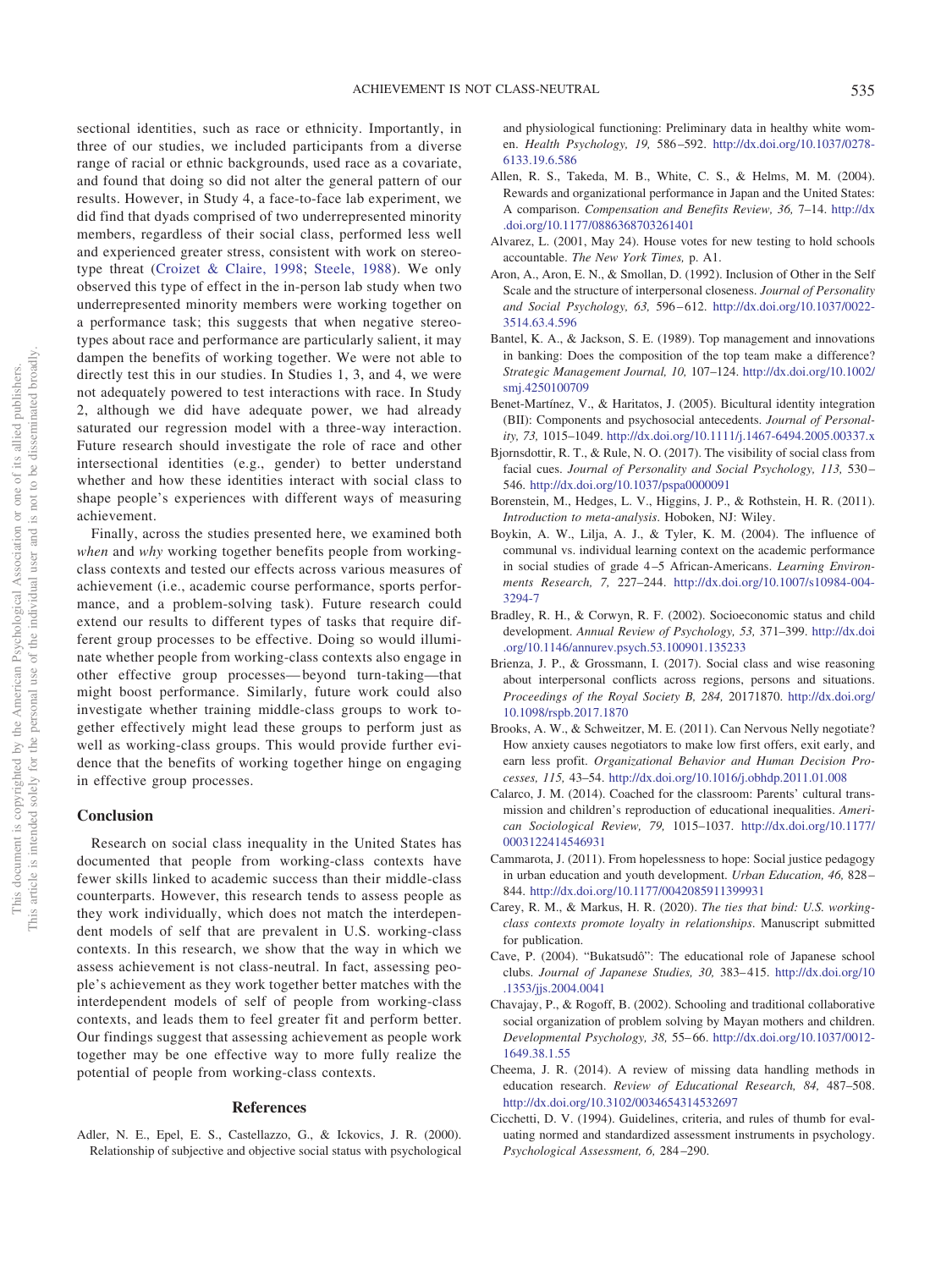sectional identities, such as race or ethnicity. Importantly, in three of our studies, we included participants from a diverse range of racial or ethnic backgrounds, used race as a covariate, and found that doing so did not alter the general pattern of our results. However, in Study 4, a face-to-face lab experiment, we did find that dyads comprised of two underrepresented minority members, regardless of their social class, performed less well and experienced greater stress, consistent with work on stereotype threat (Croizet & Claire, 1998; Steele, 1988). We only observed this type of effect in the in-person lab study when two underrepresented minority members were working together on a performance task; this suggests that when negative stereotypes about race and performance are particularly salient, it may dampen the benefits of working together. We were not able to directly test this in our studies. In Studies 1, 3, and 4, we were not adequately powered to test interactions with race. In Study 2, although we did have adequate power, we had already saturated our regression model with a three-way interaction. Future research should investigate the role of race and other intersectional identities (e.g., gender) to better understand whether and how these identities interact with social class to shape people's experiences with different ways of measuring achievement.

Finally, across the studies presented here, we examined both *when* and *why* working together benefits people from working-class contexts and tested our effects across various measures of achievement (i.e., academic course performance, sports performance, and a problem-solving task). Future research could extend our results to different types of tasks that require different group processes to be effective. Doing so would illuminate whether people from working-class contexts also engage in other effective group processes—beyond turn-taking—that might boost performance. Similarly, future work could also investigate whether training middle-class groups to work together effectively might lead these groups to perform just as well as working-class groups. This would provide further evidence that the benefits of working together hinge on engaging in effective group processes.

## Conclusion

Research on social class inequality in the United States has documented that people from working-class contexts have fewer skills linked to academic success than their middle-class counterparts. However, this research tends to assess people as they work individually, which does not match the interdependent models of self that are prevalent in U.S. working-class contexts. In this research, we show that the way in which we assess achievement is not class-neutral. In fact, assessing people's achievement as they work together better matches with the interdependent models of self of people from working-class contexts, and leads them to feel greater fit and perform better. Our findings suggest that assessing achievement as people work together may be one effective way to more fully realize the potential of people from working-class contexts.

## References

Adler, N. E., Epel, E. S., Castellazzo, G., & Ickovics, J. R. (2000). Relationship of subjective and objective social status with psychological and physiological functioning: Preliminary data in healthy white women. *Health Psychology, 19,* 586–592. http://dx.doi.org/10.1037/0278-6133.19.6.586

Allen, R. S., Takeda, M. B., White, C. S., & Helms, M. M. (2004). Rewards and organizational performance in Japan and the United States: A comparison. *Compensation and Benefits Review, 36,* 7–14. http://dx.doi.org/10.1177/0886368703261401

Alvarez, L. (2001, May 24). House votes for new testing to hold schools accountable. *The New York Times,* p. A1.

Aron, A., Aron, E. N., & Smollan, D. (1992). Inclusion of Other in the Self Scale and the structure of interpersonal closeness. *Journal of Personality and Social Psychology, 63,* 596–612. http://dx.doi.org/10.1037/0022-3514.63.4.596

Bantel, K. A., & Jackson, S. E. (1989). Top management and innovations in banking: Does the composition of the top team make a difference? *Strategic Management Journal, 10,* 107–124. http://dx.doi.org/10.1002/smj.4250100709

Benet-Martínez, V., & Haritatos, J. (2005). Bicultural identity integration (BII): Components and psychosocial antecedents. *Journal of Personality, 73,* 1015–1049. http://dx.doi.org/10.1111/j.1467-6494.2005.00337.x

Bjornsdottir, R. T., & Rule, N. O. (2017). The visibility of social class from facial cues. *Journal of Personality and Social Psychology, 113,* 530–546. http://dx.doi.org/10.1037/pspa0000091

Borenstein, M., Hedges, L. V., Higgins, J. P., & Rothstein, H. R. (2011). *Introduction to meta-analysis.* Hoboken, NJ: Wiley.

Boykin, A. W., Lilja, A. J., & Tyler, K. M. (2004). The influence of communal vs. individual learning context on the academic performance in social studies of grade 4–5 African-Americans. *Learning Environments Research, 7,* 227–244. http://dx.doi.org/10.1007/s10984-004-3294-7

Bradley, R. H., & Corwyn, R. F. (2002). Socioeconomic status and child development. *Annual Review of Psychology, 53,* 371–399. http://dx.doi.org/10.1146/annurev.psych.53.100901.135233

Brienza, J. P., & Grossmann, I. (2017). Social class and wise reasoning about interpersonal conflicts across regions, persons and situations. *Proceedings of the Royal Society B, 284,* 20171870. http://dx.doi.org/10.1098/rspb.2017.1870

Brooks, A. W., & Schweitzer, M. E. (2011). Can Nervous Nelly negotiate? How anxiety causes negotiators to make low first offers, exit early, and earn less profit. *Organizational Behavior and Human Decision Processes, 115,* 43–54. http://dx.doi.org/10.1016/j.obhdp.2011.01.008

Calarco, J. M. (2014). Coached for the classroom: Parents' cultural transmission and children's reproduction of educational inequalities. *American Sociological Review, 79,* 1015–1037. http://dx.doi.org/10.1177/0003122414546931

Cammarota, J. (2011). From hopelessness to hope: Social justice pedagogy in urban education and youth development. *Urban Education, 46,* 828–844. http://dx.doi.org/10.1177/0042085911399931

Carey, R. M., & Markus, H. R. (2020). *The ties that bind: U.S. working-class contexts promote loyalty in relationships.* Manuscript submitted for publication.

Cave, P. (2004). "Bukatsudō": The educational role of Japanese school clubs. *Journal of Japanese Studies, 30,* 383–415. http://dx.doi.org/10.1353/jjs.2004.0041

Chavajay, P., & Rogoff, B. (2002). Schooling and traditional collaborative social organization of problem solving by Mayan mothers and children. *Developmental Psychology, 38,* 55–66. http://dx.doi.org/10.1037/0012-1649.38.1.55

Cheema, J. R. (2014). A review of missing data handling methods in education research. *Review of Educational Research, 84,* 487–508. http://dx.doi.org/10.3102/0034654314532697

Cicchetti, D. V. (1994). Guidelines, criteria, and rules of thumb for evaluating normed and standardized assessment instruments in psychology. *Psychological Assessment, 6,* 284–290.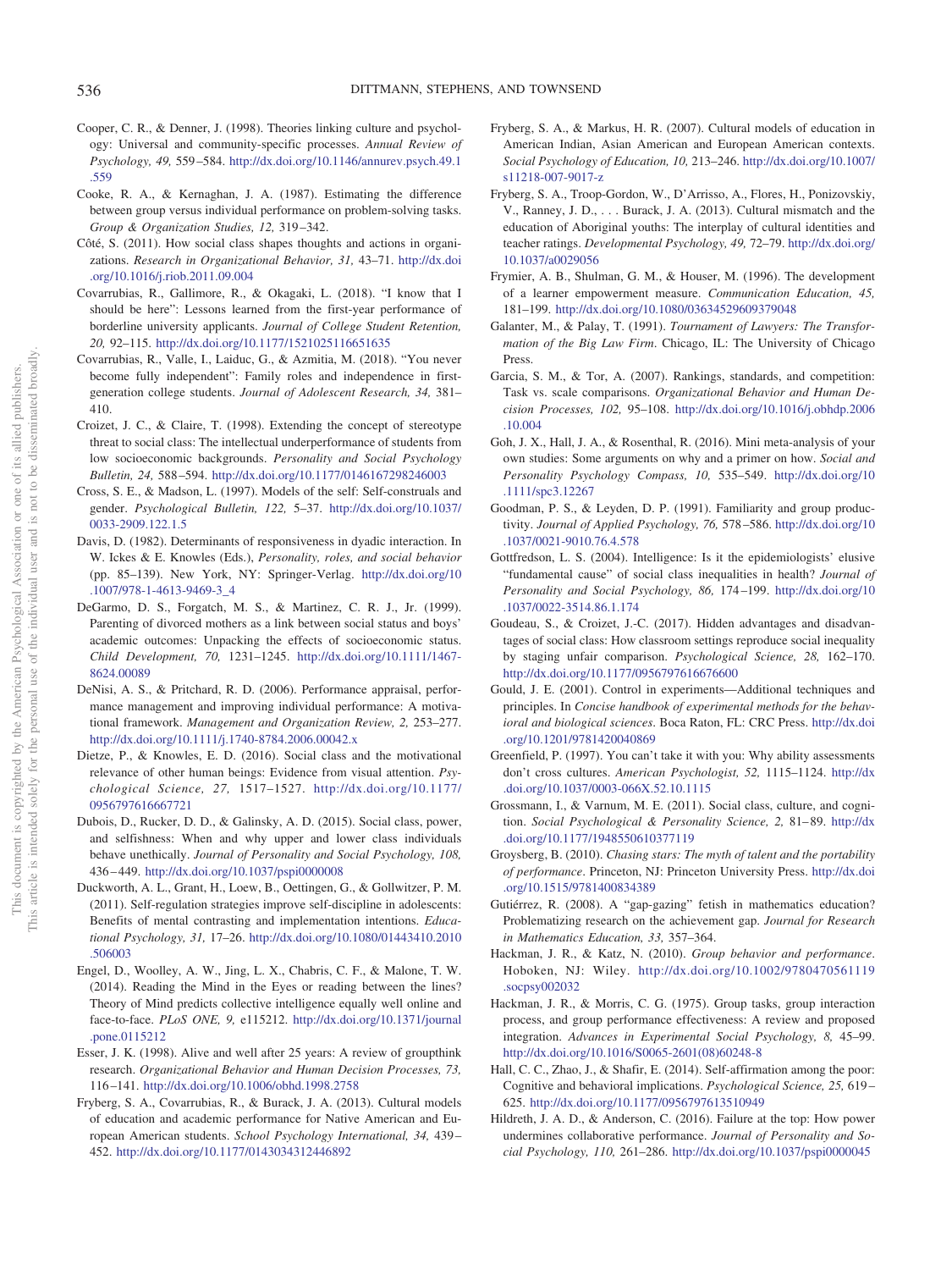Cooper, C. R., & Denner, J. (1998). Theories linking culture and psychology: Universal and community-specific processes. *Annual Review of Psychology, 49,* 559–584. http://dx.doi.org/10.1146/annurev.psych.49.1.559

Cooke, R. A., & Kernaghan, J. A. (1987). Estimating the difference between group versus individual performance on problem-solving tasks. *Group & Organization Studies, 12,* 319–342.

Côté, S. (2011). How social class shapes thoughts and actions in organizations. *Research in Organizational Behavior, 31,* 43–71. http://dx.doi.org/10.1016/j.riob.2011.09.004

Covarrubias, R., Gallimore, R., & Okagaki, L. (2018). "I know that I should be here": Lessons learned from the first-year performance of borderline university applicants. *Journal of College Student Retention, 20,* 92–115. http://dx.doi.org/10.1177/1521025116651635

Covarrubias, R., Valle, I., Laiduc, G., & Azmitia, M. (2018). "You never become fully independent": Family roles and independence in first-generation college students. *Journal of Adolescent Research, 34,* 381–410.

Croizet, J. C., & Claire, T. (1998). Extending the concept of stereotype threat to social class: The intellectual underperformance of students from low socioeconomic backgrounds. *Personality and Social Psychology Bulletin, 24,* 588–594. http://dx.doi.org/10.1177/0146167298246003

Cross, S. E., & Madson, L. (1997). Models of the self: Self-construals and gender. *Psychological Bulletin, 122,* 5–37. http://dx.doi.org/10.1037/0033-2909.122.1.5

Davis, D. (1982). Determinants of responsiveness in dyadic interaction. In W. Ickes & E. Knowles (Eds.), *Personality, roles, and social behavior* (pp. 85–139). New York, NY: Springer-Verlag. http://dx.doi.org/10.1007/978-1-4613-9469-3_4

DeGarmo, D. S., Forgatch, M. S., & Martinez, C. R. J., Jr. (1999). Parenting of divorced mothers as a link between social status and boys' academic outcomes: Unpacking the effects of socioeconomic status. *Child Development, 70,* 1231–1245. http://dx.doi.org/10.1111/1467-8624.00089

DeNisi, A. S., & Pritchard, R. D. (2006). Performance appraisal, performance management and improving individual performance: A motivational framework. *Management and Organization Review, 2,* 253–277. http://dx.doi.org/10.1111/j.1740-8784.2006.00042.x

Dietze, P., & Knowles, E. D. (2016). Social class and the motivational relevance of other human beings: Evidence from visual attention. *Psychological Science, 27,* 1517–1527. http://dx.doi.org/10.1177/0956797616667721

Dubois, D., Rucker, D. D., & Galinsky, A. D. (2015). Social class, power, and selfishness: When and why upper and lower class individuals behave unethically. *Journal of Personality and Social Psychology, 108,* 436–449. http://dx.doi.org/10.1037/pspi0000008

Duckworth, A. L., Grant, H., Loew, B., Oettingen, G., & Gollwitzer, P. M. (2011). Self-regulation strategies improve self-discipline in adolescents: Benefits of mental contrasting and implementation intentions. *Educational Psychology, 31,* 17–26. http://dx.doi.org/10.1080/01443410.2010.506003

Engel, D., Woolley, A. W., Jing, L. X., Chabris, C. F., & Malone, T. W. (2014). Reading the Mind in the Eyes or reading between the lines? Theory of Mind predicts collective intelligence equally well online and face-to-face. *PLoS ONE, 9,* e115212. http://dx.doi.org/10.1371/journal.pone.0115212

Esser, J. K. (1998). Alive and well after 25 years: A review of groupthink research. *Organizational Behavior and Human Decision Processes, 73,* 116–141. http://dx.doi.org/10.1006/obhd.1998.2758

Fryberg, S. A., Covarrubias, R., & Burack, J. A. (2013). Cultural models of education and academic performance for Native American and European American students. *School Psychology International, 34,* 439–452. http://dx.doi.org/10.1177/0143034312446892

Fryberg, S. A., & Markus, H. R. (2007). Cultural models of education in American Indian, Asian American and European American contexts. *Social Psychology of Education, 10,* 213–246. http://dx.doi.org/10.1007/s11218-007-9017-z

Fryberg, S. A., Troop-Gordon, W., D'Arrisso, A., Flores, H., Ponizovskiy, V., Ranney, J. D., . . . Burack, J. A. (2013). Cultural mismatch and the education of Aboriginal youths: The interplay of cultural identities and teacher ratings. *Developmental Psychology, 49,* 72–79. http://dx.doi.org/10.1037/a0029056

Frymier, A. B., Shulman, G. M., & Houser, M. (1996). The development of a learner empowerment measure. *Communication Education, 45,* 181–199. http://dx.doi.org/10.1080/03634529609379048

Galanter, M., & Palay, T. (1991). *Tournament of Lawyers: The Transformation of the Big Law Firm*. Chicago, IL: The University of Chicago Press.

Garcia, S. M., & Tor, A. (2007). Rankings, standards, and competition: Task vs. scale comparisons. *Organizational Behavior and Human Decision Processes, 102,* 95–108. http://dx.doi.org/10.1016/j.obhdp.2006.10.004

Goh, J. X., Hall, J. A., & Rosenthal, R. (2016). Mini meta-analysis of your own studies: Some arguments on why and a primer on how. *Social and Personality Psychology Compass, 10,* 535–549. http://dx.doi.org/10.1111/spc3.12267

Goodman, P. S., & Leyden, D. P. (1991). Familiarity and group productivity. *Journal of Applied Psychology, 76,* 578–586. http://dx.doi.org/10.1037/0021-9010.76.4.578

Gottfredson, L. S. (2004). Intelligence: Is it the epidemiologists' elusive "fundamental cause" of social class inequalities in health? *Journal of Personality and Social Psychology, 86,* 174–199. http://dx.doi.org/10.1037/0022-3514.86.1.174

Goudeau, S., & Croizet, J.-C. (2017). Hidden advantages and disadvantages of social class: How classroom settings reproduce social inequality by staging unfair comparison. *Psychological Science, 28,* 162–170. http://dx.doi.org/10.1177/0956797616676600

Gould, J. E. (2001). Control in experiments—Additional techniques and principles. In *Concise handbook of experimental methods for the behavioral and biological sciences*. Boca Raton, FL: CRC Press. http://dx.doi.org/10.1201/9781420040869

Greenfield, P. (1997). You can't take it with you: Why ability assessments don't cross cultures. *American Psychologist, 52,* 1115–1124. http://dx.doi.org/10.1037/0003-066X.52.10.1115

Grossmann, I., & Varnum, M. E. (2011). Social class, culture, and cognition. *Social Psychological & Personality Science, 2,* 81–89. http://dx.doi.org/10.1177/1948550610377119

Groysberg, B. (2010). *Chasing stars: The myth of talent and the portability of performance*. Princeton, NJ: Princeton University Press. http://dx.doi.org/10.1515/9781400834389

Gutiérrez, R. (2008). A "gap-gazing" fetish in mathematics education? Problematizing research on the achievement gap. *Journal for Research in Mathematics Education, 33,* 357–364.

Hackman, J. R., & Katz, N. (2010). *Group behavior and performance*. Hoboken, NJ: Wiley. http://dx.doi.org/10.1002/9780470561119.socpsy002032

Hackman, J. R., & Morris, C. G. (1975). Group tasks, group interaction process, and group performance effectiveness: A review and proposed integration. *Advances in Experimental Social Psychology, 8,* 45–99. http://dx.doi.org/10.1016/S0065-2601(08)60248-8

Hall, C. C., Zhao, J., & Shafir, E. (2014). Self-affirmation among the poor: Cognitive and behavioral implications. *Psychological Science, 25,* 619–625. http://dx.doi.org/10.1177/0956797613510949

Hildreth, J. A. D., & Anderson, C. (2016). Failure at the top: How power undermines collaborative performance. *Journal of Personality and Social Psychology, 110,* 261–286. http://dx.doi.org/10.1037/pspi0000045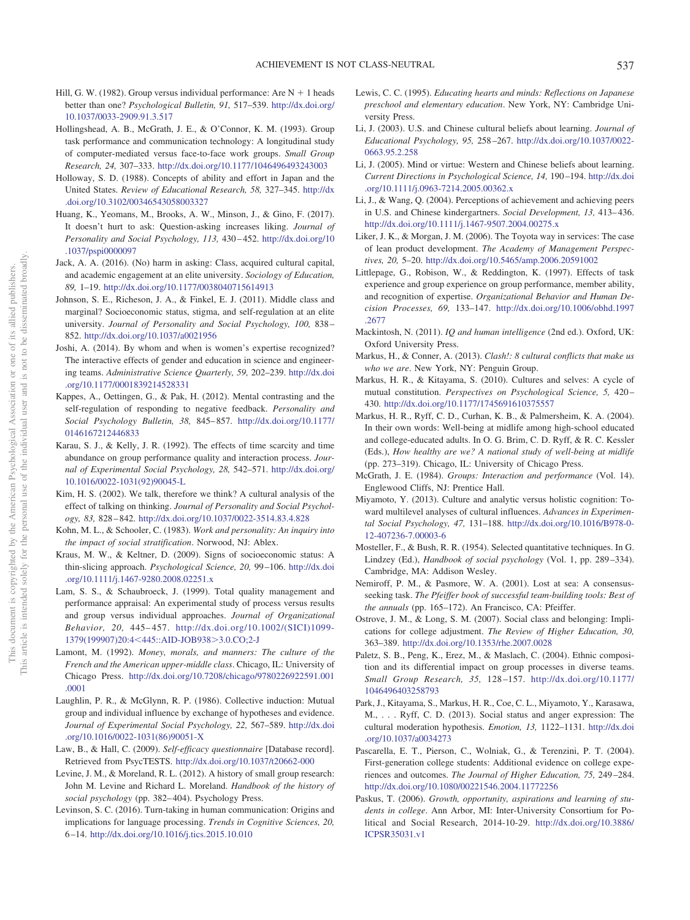Hill, G. W. (1982). Group versus individual performance: Are N + 1 heads better than one? *Psychological Bulletin, 91,* 517–539. http://dx.doi.org/10.1037/0033-2909.91.3.517

Hollingshead, A. B., McGrath, J. E., & O'Connor, K. M. (1993). Group task performance and communication technology: A longitudinal study of computer-mediated versus face-to-face work groups. *Small Group Research, 24,* 307–333. http://dx.doi.org/10.1177/1046496493243003

Holloway, S. D. (1988). Concepts of ability and effort in Japan and the United States. *Review of Educational Research, 58,* 327–345. http://dx.doi.org/10.3102/00346543058003327

Huang, K., Yeomans, M., Brooks, A. W., Minson, J., & Gino, F. (2017). It doesn't hurt to ask: Question-asking increases liking. *Journal of Personality and Social Psychology, 113,* 430–452. http://dx.doi.org/10.1037/pspi0000097

Jack, A. A. (2016). (No) harm in asking: Class, acquired cultural capital, and academic engagement at an elite university. *Sociology of Education, 89,* 1–19. http://dx.doi.org/10.1177/0038040715614913

Johnson, S. E., Richeson, J. A., & Finkel, E. J. (2011). Middle class and marginal? Socioeconomic status, stigma, and self-regulation at an elite university. *Journal of Personality and Social Psychology, 100,* 838–852. http://dx.doi.org/10.1037/a0021956

Joshi, A. (2014). By whom and when is women's expertise recognized? The interactive effects of gender and education in science and engineering teams. *Administrative Science Quarterly, 59,* 202–239. http://dx.doi.org/10.1177/0001839214528331

Kappes, A., Oettingen, G., & Pak, H. (2012). Mental contrasting and the self-regulation of responding to negative feedback. *Personality and Social Psychology Bulletin, 38,* 845–857. http://dx.doi.org/10.1177/0146167212446833

Karau, S. J., & Kelly, J. R. (1992). The effects of time scarcity and time abundance on group performance quality and interaction process. *Journal of Experimental Social Psychology, 28,* 542–571. http://dx.doi.org/10.1016/0022-1031(92)90045-L

Kim, H. S. (2002). We talk, therefore we think? A cultural analysis of the effect of talking on thinking. *Journal of Personality and Social Psychology, 83,* 828–842. http://dx.doi.org/10.1037/0022-3514.83.4.828

Kohn, M. L., & Schooler, C. (1983). *Work and personality: An inquiry into the impact of social stratification*. Norwood, NJ: Ablex.

Kraus, M. W., & Keltner, D. (2009). Signs of socioeconomic status: A thin-slicing approach. *Psychological Science, 20,* 99–106. http://dx.doi.org/10.1111/j.1467-9280.2008.02251.x

Lam, S. S., & Schaubroeck, J. (1999). Total quality management and performance appraisal: An experimental study of process versus results and group versus individual approaches. *Journal of Organizational Behavior, 20,* 445–457. http://dx.doi.org/10.1002/(SICI)1099-1379(199907)20:4<445::AID-JOB938>3.0.CO;2-J

Lamont, M. (1992). *Money, morals, and manners: The culture of the French and the American upper-middle class*. Chicago, IL: University of Chicago Press. http://dx.doi.org/10.7208/chicago/9780226922591.001.0001

Laughlin, P. R., & McGlynn, R. P. (1986). Collective induction: Mutual group and individual influence by exchange of hypotheses and evidence. *Journal of Experimental Social Psychology, 22,* 567–589. http://dx.doi.org/10.1016/0022-1031(86)90051-X

Law, B., & Hall, C. (2009). *Self-efficacy questionnaire* [Database record]. Retrieved from PsycTESTS. http://dx.doi.org/10.1037/t20662-000

Levine, J. M., & Moreland, R. L. (2012). A history of small group research: John M. Levine and Richard L. Moreland. *Handbook of the history of social psychology* (pp. 382–404). Psychology Press.

Levinson, S. C. (2016). Turn-taking in human communication: Origins and implications for language processing. *Trends in Cognitive Sciences, 20,* 6–14. http://dx.doi.org/10.1016/j.tics.2015.10.010

Lewis, C. C. (1995). *Educating hearts and minds: Reflections on Japanese preschool and elementary education*. New York, NY: Cambridge University Press.

Li, J. (2003). U.S. and Chinese cultural beliefs about learning. *Journal of Educational Psychology, 95,* 258–267. http://dx.doi.org/10.1037/0022-0663.95.2.258

Li, J. (2005). Mind or virtue: Western and Chinese beliefs about learning. *Current Directions in Psychological Science, 14,* 190–194. http://dx.doi.org/10.1111/j.0963-7214.2005.00362.x

Li, J., & Wang, Q. (2004). Perceptions of achievement and achieving peers in U.S. and Chinese kindergartners. *Social Development, 13,* 413–436. http://dx.doi.org/10.1111/j.1467-9507.2004.00275.x

Liker, J. K., & Morgan, J. M. (2006). The Toyota way in services: The case of lean product development. *The Academy of Management Perspectives, 20,* 5–20. http://dx.doi.org/10.5465/amp.2006.20591002

Littlepage, G., Robison, W., & Reddington, K. (1997). Effects of task experience and group experience on group performance, member ability, and recognition of expertise. *Organizational Behavior and Human Decision Processes, 69,* 133–147. http://dx.doi.org/10.1006/obhd.1997.2677

Mackintosh, N. (2011). *IQ and human intelligence* (2nd ed.). Oxford, UK: Oxford University Press.

Markus, H., & Conner, A. (2013). *Clash!: 8 cultural conflicts that make us who we are*. New York, NY: Penguin Group.

Markus, H. R., & Kitayama, S. (2010). Cultures and selves: A cycle of mutual constitution. *Perspectives on Psychological Science, 5,* 420–430. http://dx.doi.org/10.1177/1745691610375557

Markus, H. R., Ryff, C. D., Curhan, K. B., & Palmersheim, K. A. (2004). In their own words: Well-being at midlife among high-school educated and college-educated adults. In O. G. Brim, C. D. Ryff, & R. C. Kessler (Eds.), *How healthy are we? A national study of well-being at midlife* (pp. 273–319). Chicago, IL: University of Chicago Press.

McGrath, J. E. (1984). *Groups: Interaction and performance* (Vol. 14). Englewood Cliffs, NJ: Prentice Hall.

Miyamoto, Y. (2013). Culture and analytic versus holistic cognition: Toward multilevel analyses of cultural influences. *Advances in Experimental Social Psychology, 47,* 131–188. http://dx.doi.org/10.1016/B978-0-12-407236-7.00003-6

Mosteller, F., & Bush, R. R. (1954). Selected quantitative techniques. In G. Lindzey (Ed.), *Handbook of social psychology* (Vol. 1, pp. 289–334). Cambridge, MA: Addison Wesley.

Nemiroff, P. M., & Pasmore, W. A. (2001). Lost at sea: A consensus-seeking task. *The Pfeiffer book of successful team-building tools: Best of the annuals* (pp. 165–172). An Francisco, CA: Pfeiffer.

Ostrove, J. M., & Long, S. M. (2007). Social class and belonging: Implications for college adjustment. *The Review of Higher Education, 30,* 363–389. http://dx.doi.org/10.1353/rhe.2007.0028

Paletz, S. B., Peng, K., Erez, M., & Maslach, C. (2004). Ethnic composition and its differential impact on group processes in diverse teams. *Small Group Research, 35,* 128–157. http://dx.doi.org/10.1177/1046496403258793

Park, J., Kitayama, S., Markus, H. R., Coe, C. L., Miyamoto, Y., Karasawa, M., . . . Ryff, C. D. (2013). Social status and anger expression: The cultural moderation hypothesis. *Emotion, 13,* 1122–1131. http://dx.doi.org/10.1037/a0034273

Pascarella, E. T., Pierson, C., Wolniak, G., & Terenzini, P. T. (2004). First-generation college students: Additional evidence on college experiences and outcomes. *The Journal of Higher Education, 75,* 249–284. http://dx.doi.org/10.1080/00221546.2004.11772256

Paskus, T. (2006). *Growth, opportunity, aspirations and learning of students in college*. Ann Arbor, MI: Inter-University Consortium for Political and Social Research, 2014-10-29. http://dx.doi.org/10.3886/ICPSR35031.v1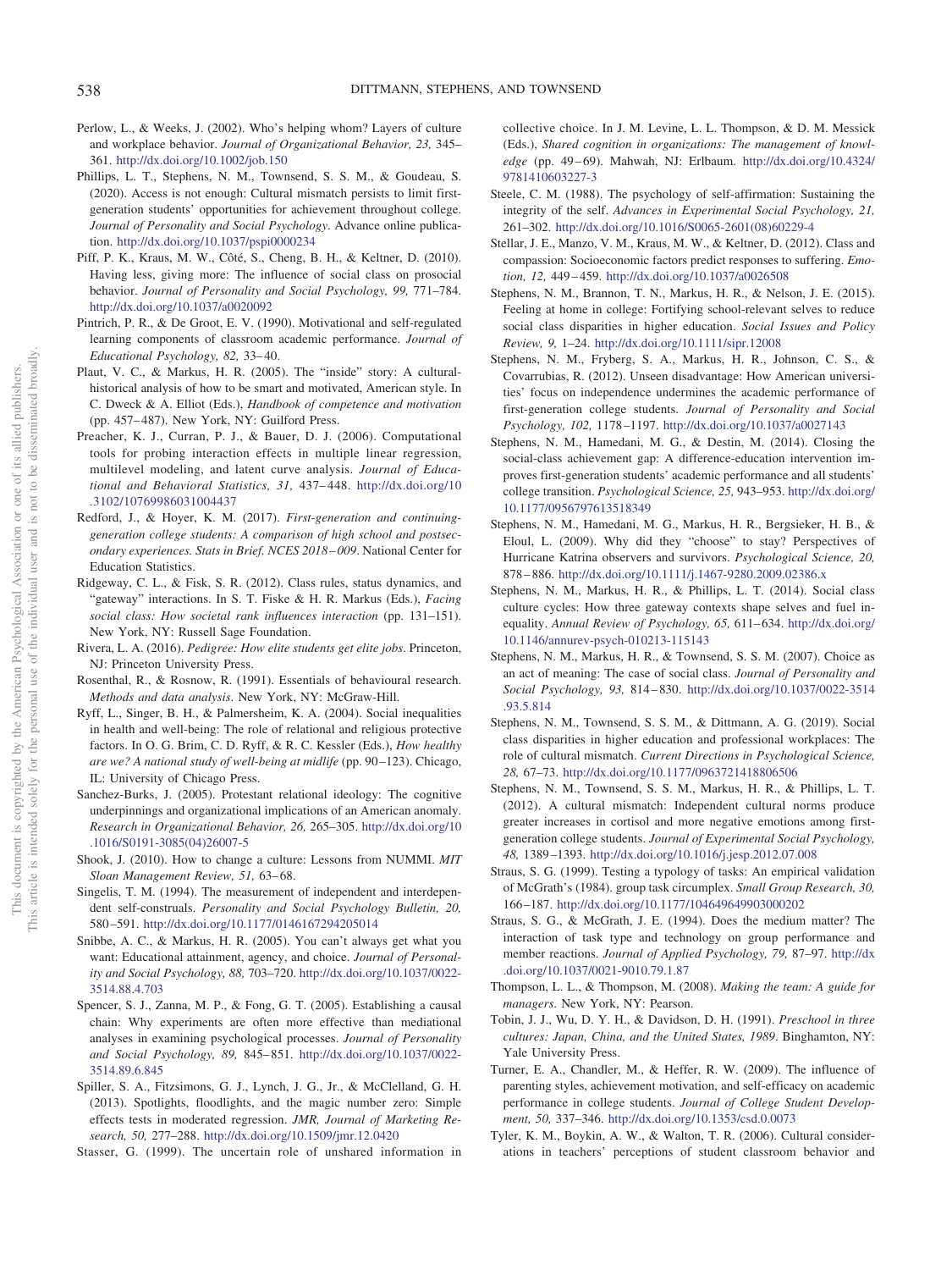Perlow, L., & Weeks, J. (2002). Who's helping whom? Layers of culture and workplace behavior. *Journal of Organizational Behavior, 23,* 345–361. http://dx.doi.org/10.1002/job.150

Phillips, L. T., Stephens, N. M., Townsend, S. S. M., & Goudeau, S. (2020). Access is not enough: Cultural mismatch persists to limit first-generation students' opportunities for achievement throughout college. *Journal of Personality and Social Psychology*. Advance online publication. http://dx.doi.org/10.1037/pspi0000234

Piff, P. K., Kraus, M. W., Côté, S., Cheng, B. H., & Keltner, D. (2010). Having less, giving more: The influence of social class on prosocial behavior. *Journal of Personality and Social Psychology, 99,* 771–784. http://dx.doi.org/10.1037/a0020092

Pintrich, P. R., & De Groot, E. V. (1990). Motivational and self-regulated learning components of classroom academic performance. *Journal of Educational Psychology, 82,* 33–40.

Plaut, V. C., & Markus, H. R. (2005). The "inside" story: A cultural-historical analysis of how to be smart and motivated, American style. In C. Dweck & A. Elliot (Eds.), *Handbook of competence and motivation* (pp. 457–487). New York, NY: Guilford Press.

Preacher, K. J., Curran, P. J., & Bauer, D. J. (2006). Computational tools for probing interaction effects in multiple linear regression, multilevel modeling, and latent curve analysis. *Journal of Educational and Behavioral Statistics, 31,* 437–448. http://dx.doi.org/10.3102/10769986031004437

Redford, J., & Hoyer, K. M. (2017). *First-generation and continuing-generation college students: A comparison of high school and postsecondary experiences. Stats in Brief. NCES 2018–009*. National Center for Education Statistics.

Ridgeway, C. L., & Fisk, S. R. (2012). Class rules, status dynamics, and "gateway" interactions. In S. T. Fiske & H. R. Markus (Eds.), *Facing social class: How societal rank influences interaction* (pp. 131–151). New York, NY: Russell Sage Foundation.

Rivera, L. A. (2016). *Pedigree: How elite students get elite jobs*. Princeton, NJ: Princeton University Press.

Rosenthal, R., & Rosnow, R. (1991). Essentials of behavioural research. *Methods and data analysis*. New York, NY: McGraw-Hill.

Ryff, L., Singer, B. H., & Palmersheim, K. A. (2004). Social inequalities in health and well-being: The role of relational and religious protective factors. In O. G. Brim, C. D. Ryff, & R. C. Kessler (Eds.), *How healthy are we? A national study of well-being at midlife* (pp. 90–123). Chicago, IL: University of Chicago Press.

Sanchez-Burks, J. (2005). Protestant relational ideology: The cognitive underpinnings and organizational implications of an American anomaly. *Research in Organizational Behavior, 26,* 265–305. http://dx.doi.org/10.1016/S0191-3085(04)26007-5

Shook, J. (2010). How to change a culture: Lessons from NUMMI. *MIT Sloan Management Review, 51,* 63–68.

Singelis, T. M. (1994). The measurement of independent and interdependent self-construals. *Personality and Social Psychology Bulletin, 20,* 580–591. http://dx.doi.org/10.1177/0146167294205014

Snibbe, A. C., & Markus, H. R. (2005). You can't always get what you want: Educational attainment, agency, and choice. *Journal of Personality and Social Psychology, 88,* 703–720. http://dx.doi.org/10.1037/0022-3514.88.4.703

Spencer, S. J., Zanna, M. P., & Fong, G. T. (2005). Establishing a causal chain: Why experiments are often more effective than mediational analyses in examining psychological processes. *Journal of Personality and Social Psychology, 89,* 845–851. http://dx.doi.org/10.1037/0022-3514.89.6.845

Spiller, S. A., Fitzsimons, G. J., Lynch, J. G., Jr., & McClelland, G. H. (2013). Spotlights, floodlights, and the magic number zero: Simple effects tests in moderated regression. *JMR, Journal of Marketing Research, 50,* 277–288. http://dx.doi.org/10.1509/jmr.12.0420

Stasser, G. (1999). The uncertain role of unshared information in collective choice. In J. M. Levine, L. L. Thompson, & D. M. Messick (Eds.), *Shared cognition in organizations: The management of knowledge* (pp. 49–69). Mahwah, NJ: Erlbaum. http://dx.doi.org/10.4324/9781410603227-3

Steele, C. M. (1988). The psychology of self-affirmation: Sustaining the integrity of the self. *Advances in Experimental Social Psychology, 21,* 261–302. http://dx.doi.org/10.1016/S0065-2601(08)60229-4

Stellar, J. E., Manzo, V. M., Kraus, M. W., & Keltner, D. (2012). Class and compassion: Socioeconomic factors predict responses to suffering. *Emotion, 12,* 449–459. http://dx.doi.org/10.1037/a0026508

Stephens, N. M., Brannon, T. N., Markus, H. R., & Nelson, J. E. (2015). Feeling at home in college: Fortifying school-relevant selves to reduce social class disparities in higher education. *Social Issues and Policy Review, 9,* 1–24. http://dx.doi.org/10.1111/sipr.12008

Stephens, N. M., Fryberg, S. A., Markus, H. R., Johnson, C. S., & Covarrubias, R. (2012). Unseen disadvantage: How American universities' focus on independence undermines the academic performance of first-generation college students. *Journal of Personality and Social Psychology, 102,* 1178–1197. http://dx.doi.org/10.1037/a0027143

Stephens, N. M., Hamedani, M. G., & Destin, M. (2014). Closing the social-class achievement gap: A difference-education intervention improves first-generation students' academic performance and all students' college transition. *Psychological Science, 25,* 943–953. http://dx.doi.org/10.1177/0956797613518349

Stephens, N. M., Hamedani, M. G., Markus, H. R., Bergsieker, H. B., & Eloul, L. (2009). Why did they "choose" to stay? Perspectives of Hurricane Katrina observers and survivors. *Psychological Science, 20,* 878–886. http://dx.doi.org/10.1111/j.1467-9280.2009.02386.x

Stephens, N. M., Markus, H. R., & Phillips, L. T. (2014). Social class culture cycles: How three gateway contexts shape selves and fuel inequality. *Annual Review of Psychology, 65,* 611–634. http://dx.doi.org/10.1146/annurev-psych-010213-115143

Stephens, N. M., Markus, H. R., & Townsend, S. S. M. (2007). Choice as an act of meaning: The case of social class. *Journal of Personality and Social Psychology, 93,* 814–830. http://dx.doi.org/10.1037/0022-3514.93.5.814

Stephens, N. M., Townsend, S. S. M., & Dittmann, A. G. (2019). Social class disparities in higher education and professional workplaces: The role of cultural mismatch. *Current Directions in Psychological Science, 28,* 67–73. http://dx.doi.org/10.1177/0963721418806506

Stephens, N. M., Townsend, S. S. M., Markus, H. R., & Phillips, L. T. (2012). A cultural mismatch: Independent cultural norms produce greater increases in cortisol and more negative emotions among first-generation college students. *Journal of Experimental Social Psychology, 48,* 1389–1393. http://dx.doi.org/10.1016/j.jesp.2012.07.008

Straus, S. G. (1999). Testing a typology of tasks: An empirical validation of McGrath's (1984). group task circumplex. *Small Group Research, 30,* 166–187. http://dx.doi.org/10.1177/104649649903000202

Straus, S. G., & McGrath, J. E. (1994). Does the medium matter? The interaction of task type and technology on group performance and member reactions. *Journal of Applied Psychology, 79,* 87–97. http://dx.doi.org/10.1037/0021-9010.79.1.87

Thompson, L. L., & Thompson, M. (2008). *Making the team: A guide for managers*. New York, NY: Pearson.

Tobin, J. J., Wu, D. Y. H., & Davidson, D. H. (1991). *Preschool in three cultures: Japan, China, and the United States, 1989*. Binghamton, NY: Yale University Press.

Turner, E. A., Chandler, M., & Heffer, R. W. (2009). The influence of parenting styles, achievement motivation, and self-efficacy on academic performance in college students. *Journal of College Student Development, 50,* 337–346. http://dx.doi.org/10.1353/csd.0.0073

Tyler, K. M., Boykin, A. W., & Walton, T. R. (2006). Cultural considerations in teachers' perceptions of student classroom behavior and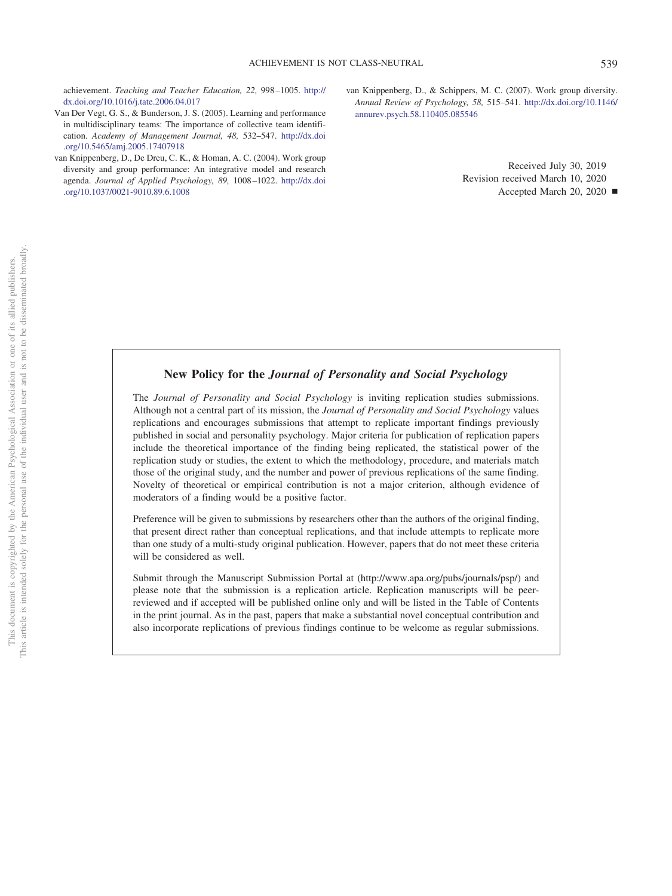achievement. *Teaching and Teacher Education, 22,* 998–1005. http://dx.doi.org/10.1016/j.tate.2006.04.017

Van Der Vegt, G. S., & Bunderson, J. S. (2005). Learning and performance in multidisciplinary teams: The importance of collective team identification. *Academy of Management Journal, 48,* 532–547. http://dx.doi.org/10.5465/amj.2005.17407918

van Knippenberg, D., De Dreu, C. K., & Homan, A. C. (2004). Work group diversity and group performance: An integrative model and research agenda. *Journal of Applied Psychology, 89,* 1008–1022. http://dx.doi.org/10.1037/0021-9010.89.6.1008

van Knippenberg, D., & Schippers, M. C. (2007). Work group diversity. *Annual Review of Psychology, 58,* 515–541. http://dx.doi.org/10.1146/annurev.psych.58.110405.085546

Received July 30, 2019
Revision received March 10, 2020
Accepted March 20, 2020 ■

## New Policy for the *Journal of Personality and Social Psychology*

The *Journal of Personality and Social Psychology* is inviting replication studies submissions. Although not a central part of its mission, the *Journal of Personality and Social Psychology* values replications and encourages submissions that attempt to replicate important findings previously published in social and personality psychology. Major criteria for publication of replication papers include the theoretical importance of the finding being replicated, the statistical power of the replication study or studies, the extent to which the methodology, procedure, and materials match those of the original study, and the number and power of previous replications of the same finding. Novelty of theoretical or empirical contribution is not a major criterion, although evidence of moderators of a finding would be a positive factor.

Preference will be given to submissions by researchers other than the authors of the original finding, that present direct rather than conceptual replications, and that include attempts to replicate more than one study of a multi-study original publication. However, papers that do not meet these criteria will be considered as well.

Submit through the Manuscript Submission Portal at (http://www.apa.org/pubs/journals/psp/) and please note that the submission is a replication article. Replication manuscripts will be peer-reviewed and if accepted will be published online only and will be listed in the Table of Contents in the print journal. As in the past, papers that make a substantial novel conceptual contribution and also incorporate replications of previous findings continue to be welcome as regular submissions.